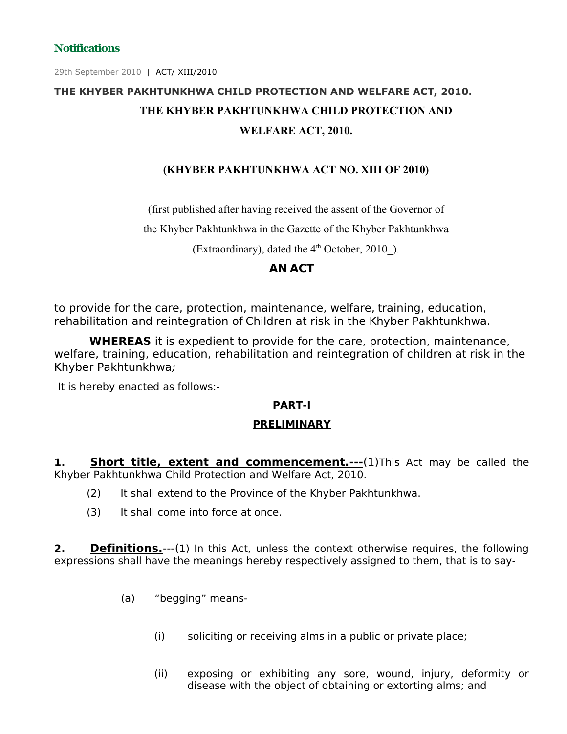**Notifications**

29th September 2010 | ACT/ XIII/2010

**THE KHYBER PAKHTUNKHWA CHILD PROTECTION AND WELFARE ACT, 2010.**

# THE KHYBER PAKHTUNKHWA CHILD PROTECTION AND WELFARE ACT, 2010.

**(KHYBER PAKHTUNKHWA ACT NO. XIII OF 2010)**

(first published after having received the assent of the Governor of the Khyber Pakhtunkhwa in the Gazette of the Khyber Pakhtunkhwa (Extraordinary), dated the 4th October, 2010_).

## AN ACT

to provide for the care, protection, maintenance, welfare, training, education, rehabilitation and reintegration of Children at risk in the Khyber Pakhtunkhwa.

**WHEREAS** it is expedient to provide for the care, protection, maintenance, welfare, training, education, rehabilitation and reintegration of children at risk in the Khyber Pakhtunkhwa*;*

It is hereby enacted as follows:-

## PART-I

## PRELIMINARY

**1. Short title, extent and commencement.---**(1)This Act may be called the Khyber Pakhtunkhwa Child Protection and Welfare Act, 2010.

(2) It shall extend to the Province of the Khyber Pakhtunkhwa.

(3) It shall come into force at once.

**2. Definitions.**---(1) In this Act, unless the context otherwise requires, the following expressions shall have the meanings hereby respectively assigned to them, that is to say-

(a) "begging" means-

(i) soliciting or receiving alms in a public or private place;

(ii) exposing or exhibiting any sore, wound, injury, deformity or disease with the object of obtaining or extorting alms; and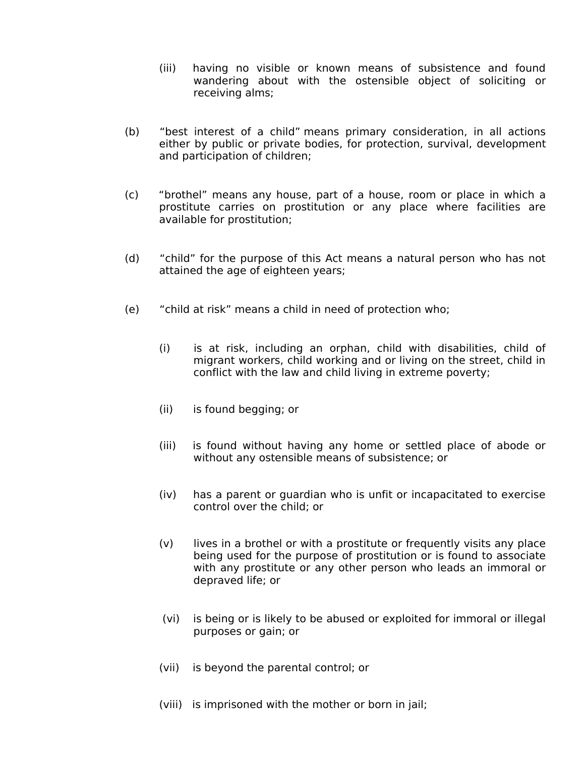(iii) having no visible or known means of subsistence and found wandering about with the ostensible object of soliciting or receiving alms;

(b) "best interest of a child" means primary consideration, in all actions either by public or private bodies, for protection, survival, development and participation of children;

(c) "brothel" means any house, part of a house, room or place in which a prostitute carries on prostitution or any place where facilities are available for prostitution;

(d) "child" for the purpose of this Act means a natural person who has not attained the age of eighteen years;

(e) "child at risk" means a child in need of protection who;

(i) is at risk, including an orphan, child with disabilities, child of migrant workers, child working and or living on the street, child in conflict with the law and child living in extreme poverty;

(ii) is found begging; or

(iii) is found without having any home or settled place of abode or without any ostensible means of subsistence; or

(iv) has a parent or guardian who is unfit or incapacitated to exercise control over the child; or

(v) lives in a brothel or with a prostitute or frequently visits any place being used for the purpose of prostitution or is found to associate with any prostitute or any other person who leads an immoral or depraved life; or

(vi) is being or is likely to be abused or exploited for immoral or illegal purposes or gain; or

(vii) is beyond the parental control; or

(viii) is imprisoned with the mother or born in jail;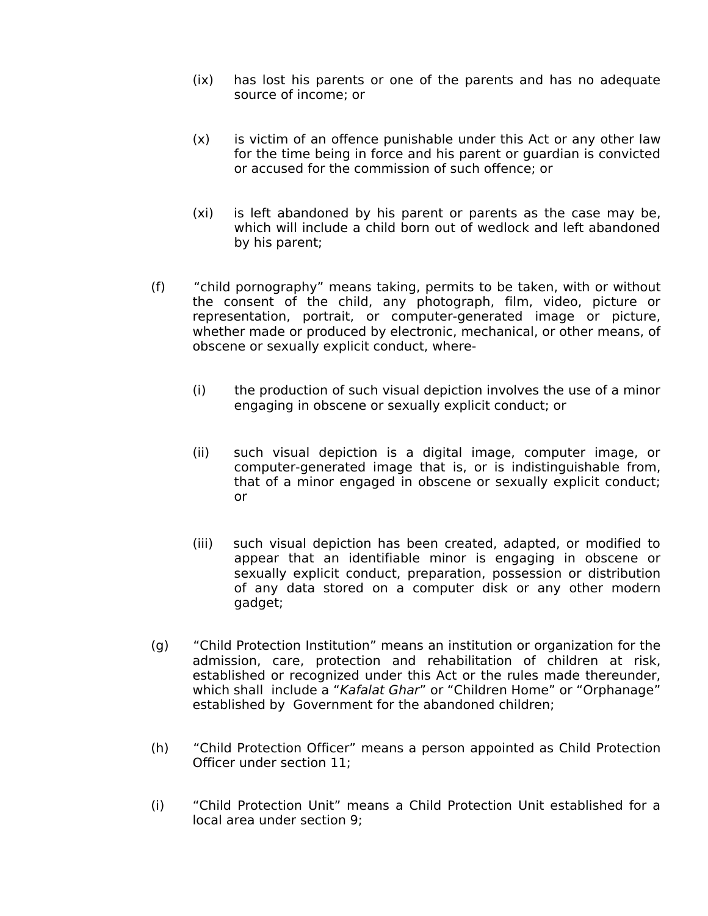(ix) has lost his parents or one of the parents and has no adequate source of income; or

(x) is victim of an offence punishable under this Act or any other law for the time being in force and his parent or guardian is convicted or accused for the commission of such offence; or

(xi) is left abandoned by his parent or parents as the case may be, which will include a child born out of wedlock and left abandoned by his parent;

(f) "child pornography" means taking, permits to be taken, with or without the consent of the child, any photograph, film, video, picture or representation, portrait, or computer-generated image or picture, whether made or produced by electronic, mechanical, or other means, of obscene or sexually explicit conduct, where-

(i) the production of such visual depiction involves the use of a minor engaging in obscene or sexually explicit conduct; or

(ii) such visual depiction is a digital image, computer image, or computer-generated image that is, or is indistinguishable from, that of a minor engaged in obscene or sexually explicit conduct; or

(iii) such visual depiction has been created, adapted, or modified to appear that an identifiable minor is engaging in obscene or sexually explicit conduct, preparation, possession or distribution of any data stored on a computer disk or any other modern gadget;

(g) "Child Protection Institution" means an institution or organization for the admission, care, protection and rehabilitation of children at risk, established or recognized under this Act or the rules made thereunder, which shall include a "*Kafalat Ghar*" or "Children Home" or "Orphanage" established by Government for the abandoned children;

(h) "Child Protection Officer" means a person appointed as Child Protection Officer under section 11;

(i) "Child Protection Unit" means a Child Protection Unit established for a local area under section 9;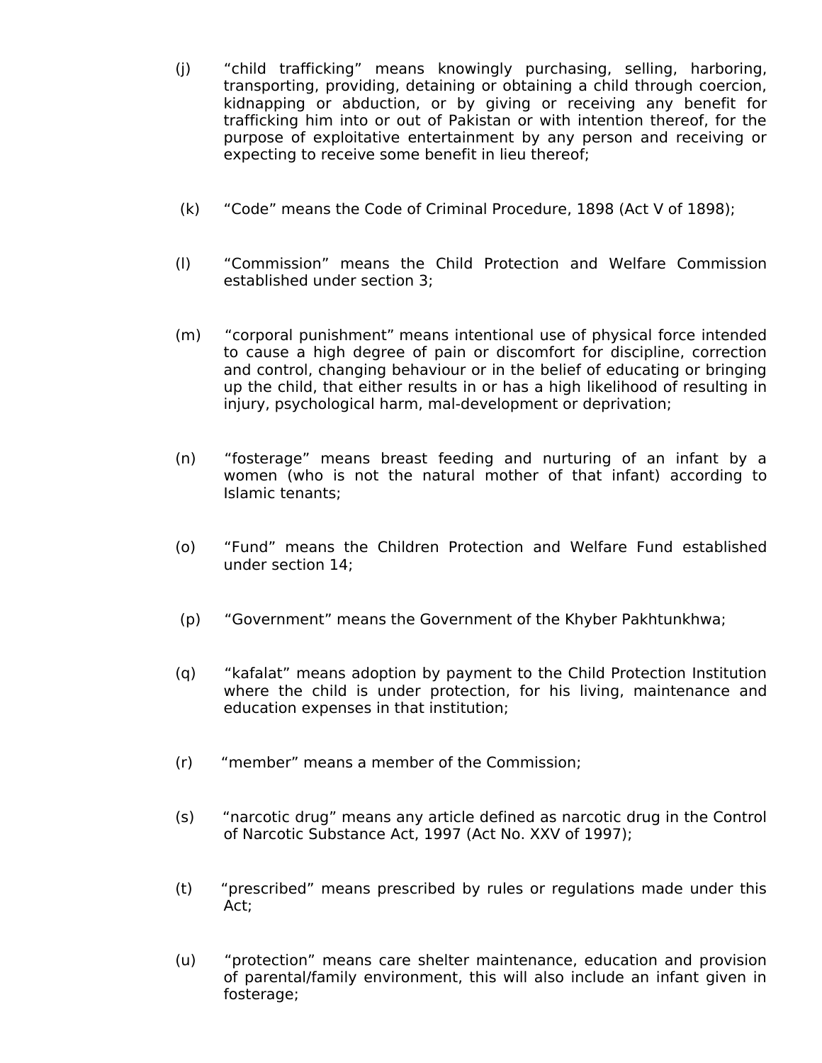(j) “child trafficking” means knowingly purchasing, selling, harboring, transporting, providing, detaining or obtaining a child through coercion, kidnapping or abduction, or by giving or receiving any benefit for trafficking him into or out of Pakistan or with intention thereof, for the purpose of exploitative entertainment by any person and receiving or expecting to receive some benefit in lieu thereof;

(k) “Code” means the Code of Criminal Procedure, 1898 (Act V of 1898);

(l) “Commission” means the Child Protection and Welfare Commission established under section 3;

(m) “corporal punishment” means intentional use of physical force intended to cause a high degree of pain or discomfort for discipline, correction and control, changing behaviour or in the belief of educating or bringing up the child, that either results in or has a high likelihood of resulting in injury, psychological harm, mal-development or deprivation;

(n) “fosterage” means breast feeding and nurturing of an infant by a women (who is not the natural mother of that infant) according to Islamic tenants;

(o) “Fund” means the Children Protection and Welfare Fund established under section 14;

(p) “Government” means the Government of the Khyber Pakhtunkhwa;

(q) “kafalat” means adoption by payment to the Child Protection Institution where the child is under protection, for his living, maintenance and education expenses in that institution;

(r) “member” means a member of the Commission;

(s) “narcotic drug” means any article defined as narcotic drug in the Control of Narcotic Substance Act, 1997 (Act No. XXV of 1997);

(t) “prescribed” means prescribed by rules or regulations made under this Act;

(u) “protection” means care shelter maintenance, education and provision of parental/family environment, this will also include an infant given in fosterage;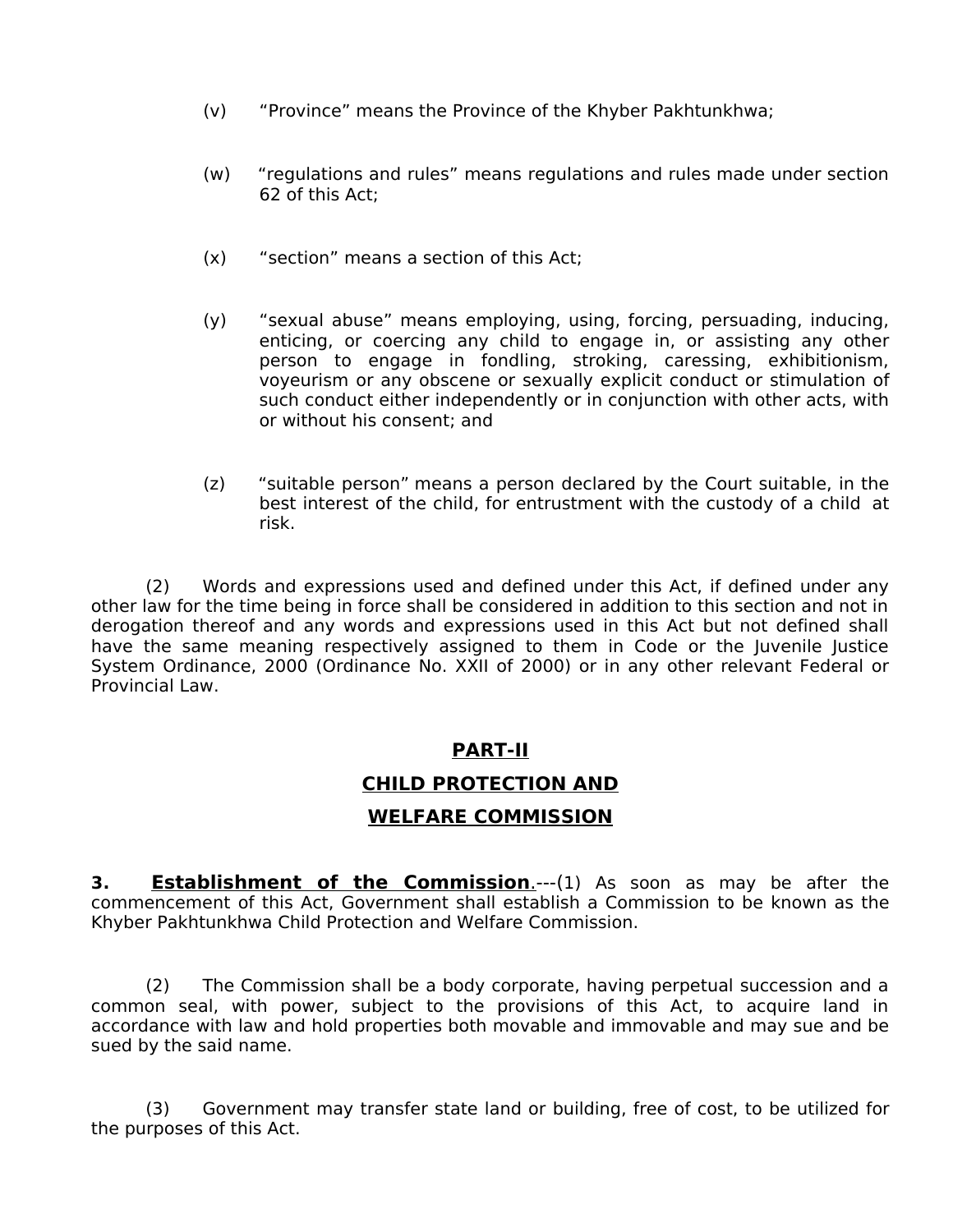(v) “Province” means the Province of the Khyber Pakhtunkhwa;

(w) “regulations and rules” means regulations and rules made under section 62 of this Act;

(x) “section” means a section of this Act;

(y) “sexual abuse” means employing, using, forcing, persuading, inducing, enticing, or coercing any child to engage in, or assisting any other person to engage in fondling, stroking, caressing, exhibitionism, voyeurism or any obscene or sexually explicit conduct or stimulation of such conduct either independently or in conjunction with other acts, with or without his consent; and

(z) “suitable person” means a person declared by the Court suitable, in the best interest of the child, for entrustment with the custody of a child at risk.

(2) Words and expressions used and defined under this Act, if defined under any other law for the time being in force shall be considered in addition to this section and not in derogation thereof and any words and expressions used in this Act but not defined shall have the same meaning respectively assigned to them in Code or the Juvenile Justice System Ordinance, 2000 (Ordinance No. XXII of 2000) or in any other relevant Federal or Provincial Law.

## PART-II

## CHILD PROTECTION AND WELFARE COMMISSION

**3. Establishment of the Commission**.---(1) As soon as may be after the commencement of this Act, Government shall establish a Commission to be known as the Khyber Pakhtunkhwa Child Protection and Welfare Commission.

(2) The Commission shall be a body corporate, having perpetual succession and a common seal, with power, subject to the provisions of this Act, to acquire land in accordance with law and hold properties both movable and immovable and may sue and be sued by the said name.

(3) Government may transfer state land or building, free of cost, to be utilized for the purposes of this Act.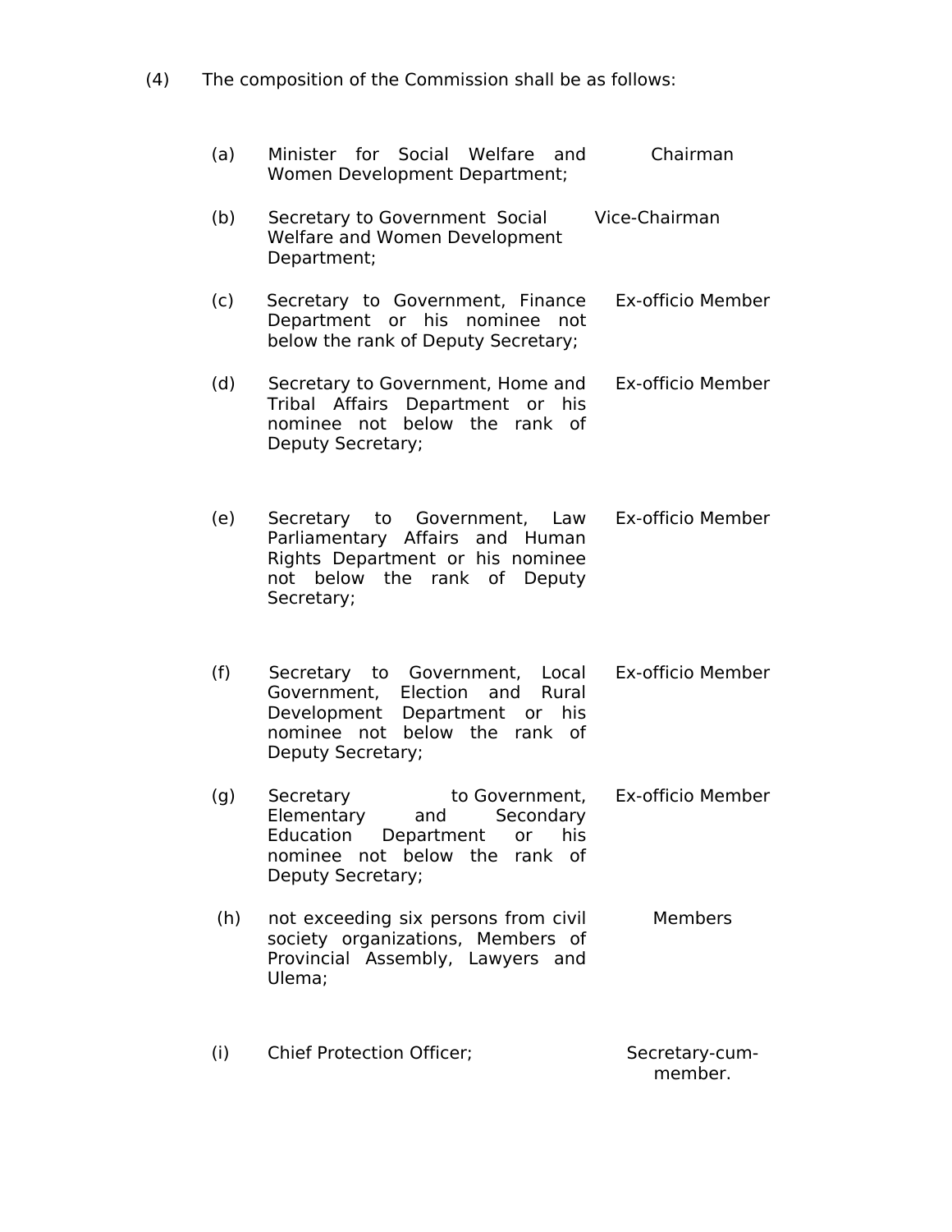(4) The composition of the Commission shall be as follows:

| | | |
|---|---|---|
| (a) | Minister for Social Welfare and Women Development Department; | Chairman |
| (b) | Secretary to Government Social Welfare and Women Development Department; | Vice-Chairman |
| (c) | Secretary to Government, Finance Department or his nominee not below the rank of Deputy Secretary; | Ex-officio Member |
| (d) | Secretary to Government, Home and Tribal Affairs Department or his nominee not below the rank of Deputy Secretary; | Ex-officio Member |
| (e) | Secretary to Government, Law Parliamentary Affairs and Human Rights Department or his nominee not below the rank of Deputy Secretary; | Ex-officio Member |
| (f) | Secretary to Government, Local Government, Election and Rural Development Department or his nominee not below the rank of Deputy Secretary; | Ex-officio Member |
| (g) | Secretary to Government, Elementary and Secondary Education Department or his nominee not below the rank of Deputy Secretary; | Ex-officio Member |
| (h) | not exceeding six persons from civil society organizations, Members of Provincial Assembly, Lawyers and Ulema; | Members |
| (i) | Chief Protection Officer; | Secretary-cum-member. |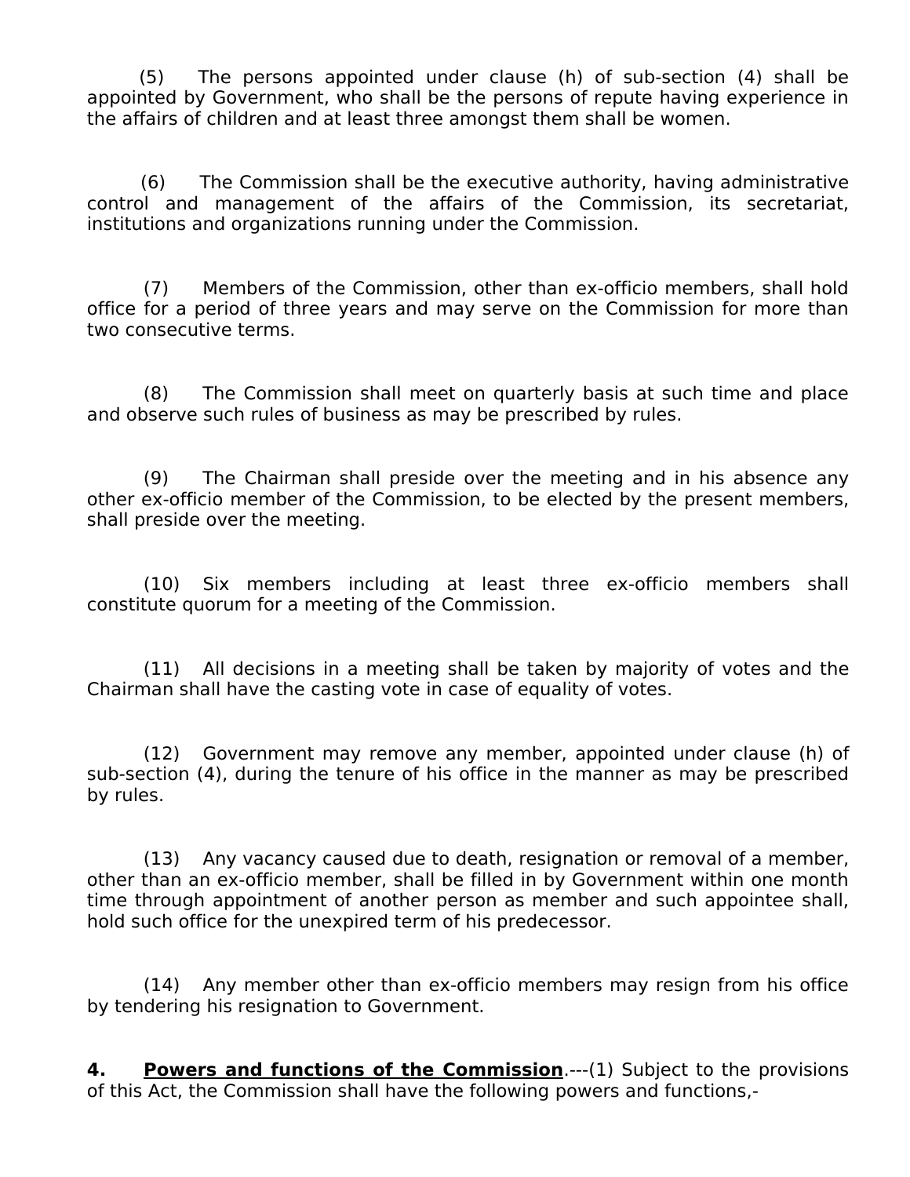(5) The persons appointed under clause (h) of sub-section (4) shall be appointed by Government, who shall be the persons of repute having experience in the affairs of children and at least three amongst them shall be women.

(6) The Commission shall be the executive authority, having administrative control and management of the affairs of the Commission, its secretariat, institutions and organizations running under the Commission.

(7) Members of the Commission, other than ex-officio members, shall hold office for a period of three years and may serve on the Commission for more than two consecutive terms.

(8) The Commission shall meet on quarterly basis at such time and place and observe such rules of business as may be prescribed by rules.

(9) The Chairman shall preside over the meeting and in his absence any other ex-officio member of the Commission, to be elected by the present members, shall preside over the meeting.

(10) Six members including at least three ex-officio members shall constitute quorum for a meeting of the Commission.

(11) All decisions in a meeting shall be taken by majority of votes and the Chairman shall have the casting vote in case of equality of votes.

(12) Government may remove any member, appointed under clause (h) of sub-section (4), during the tenure of his office in the manner as may be prescribed by rules.

(13) Any vacancy caused due to death, resignation or removal of a member, other than an ex-officio member, shall be filled in by Government within one month time through appointment of another person as member and such appointee shall, hold such office for the unexpired term of his predecessor.

(14) Any member other than ex-officio members may resign from his office by tendering his resignation to Government.

**4. Powers and functions of the Commission**.---(1) Subject to the provisions of this Act, the Commission shall have the following powers and functions,-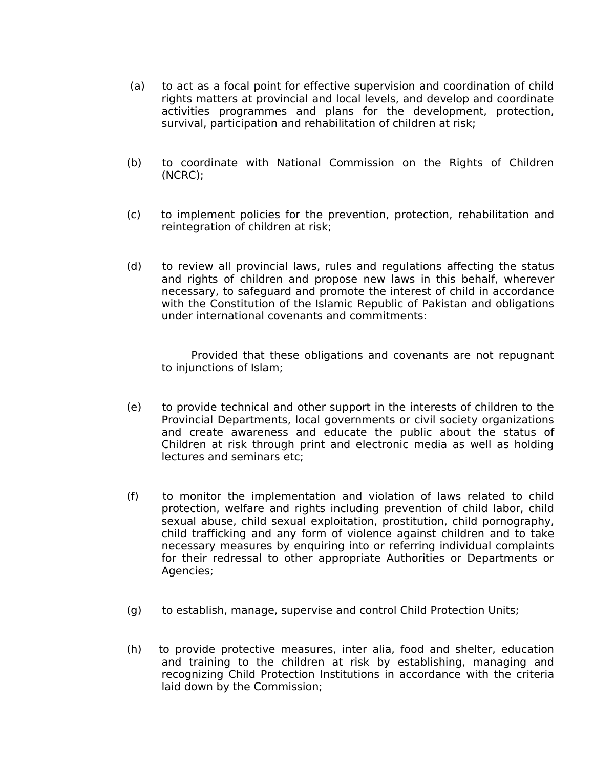(a) to act as a focal point for effective supervision and coordination of child rights matters at provincial and local levels, and develop and coordinate activities programmes and plans for the development, protection, survival, participation and rehabilitation of children at risk;

(b) to coordinate with National Commission on the Rights of Children (NCRC);

(c) to implement policies for the prevention, protection, rehabilitation and reintegration of children at risk;

(d) to review all provincial laws, rules and regulations affecting the status and rights of children and propose new laws in this behalf, wherever necessary, to safeguard and promote the interest of child in accordance with the Constitution of the Islamic Republic of Pakistan and obligations under international covenants and commitments:

Provided that these obligations and covenants are not repugnant to injunctions of Islam;

(e) to provide technical and other support in the interests of children to the Provincial Departments, local governments or civil society organizations and create awareness and educate the public about the status of Children at risk through print and electronic media as well as holding lectures and seminars etc;

(f) to monitor the implementation and violation of laws related to child protection, welfare and rights including prevention of child labor, child sexual abuse, child sexual exploitation, prostitution, child pornography, child trafficking and any form of violence against children and to take necessary measures by enquiring into or referring individual complaints for their redressal to other appropriate Authorities or Departments or Agencies;

(g) to establish, manage, supervise and control Child Protection Units;

(h) to provide protective measures, inter alia, food and shelter, education and training to the children at risk by establishing, managing and recognizing Child Protection Institutions in accordance with the criteria laid down by the Commission;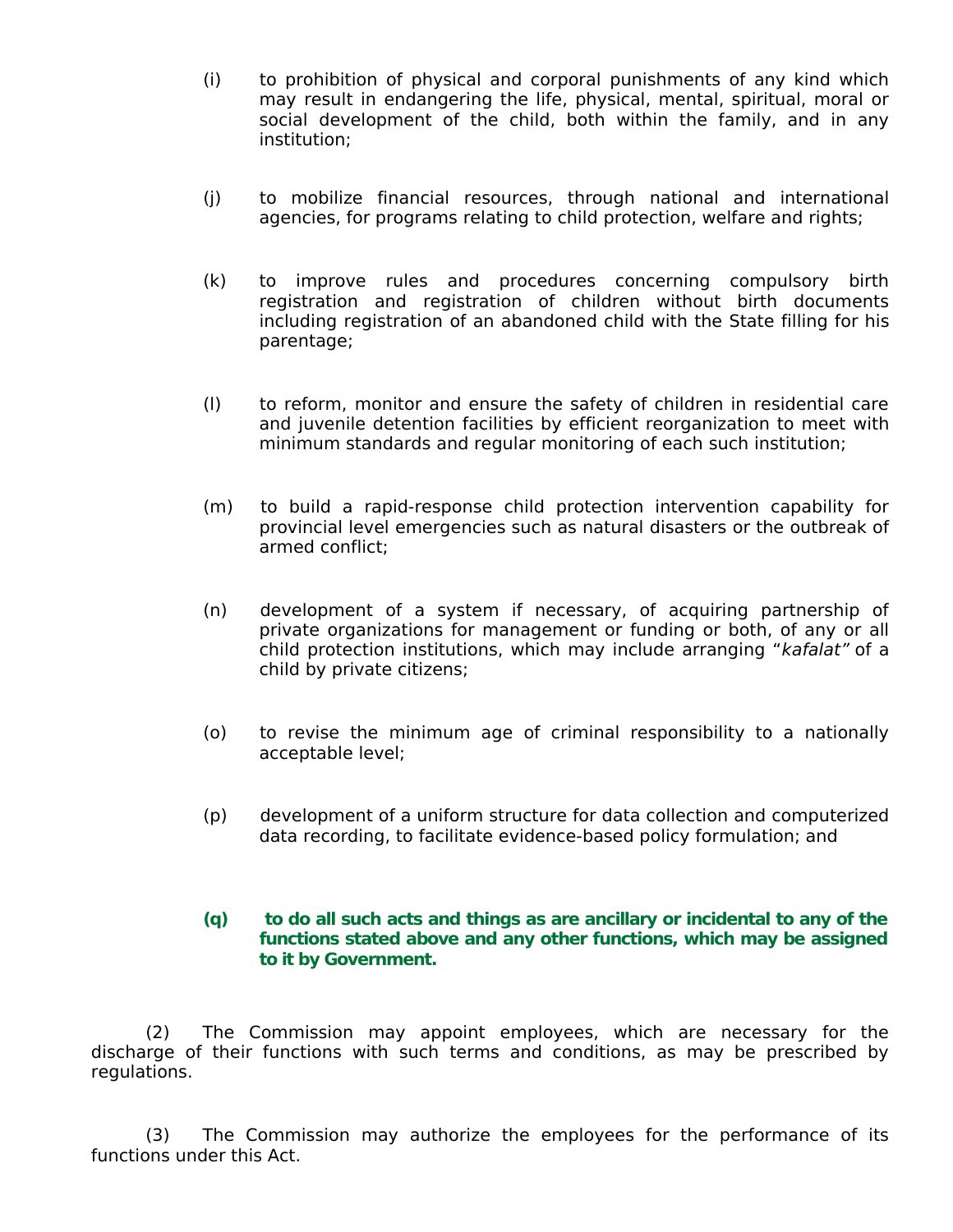(i) to prohibition of physical and corporal punishments of any kind which may result in endangering the life, physical, mental, spiritual, moral or social development of the child, both within the family, and in any institution;

(j) to mobilize financial resources, through national and international agencies, for programs relating to child protection, welfare and rights;

(k) to improve rules and procedures concerning compulsory birth registration and registration of children without birth documents including registration of an abandoned child with the State filling for his parentage;

(l) to reform, monitor and ensure the safety of children in residential care and juvenile detention facilities by efficient reorganization to meet with minimum standards and regular monitoring of each such institution;

(m) to build a rapid-response child protection intervention capability for provincial level emergencies such as natural disasters or the outbreak of armed conflict;

(n) development of a system if necessary, of acquiring partnership of private organizations for management or funding or both, of any or all child protection institutions, which may include arranging "*kafalat"* of a child by private citizens;

(o) to revise the minimum age of criminal responsibility to a nationally acceptable level;

(p) development of a uniform structure for data collection and computerized data recording, to facilitate evidence-based policy formulation; and

**(q) to do all such acts and things as are ancillary or incidental to any of the functions stated above and any other functions, which may be assigned to it by Government.**

(2) The Commission may appoint employees, which are necessary for the discharge of their functions with such terms and conditions, as may be prescribed by regulations.

(3) The Commission may authorize the employees for the performance of its functions under this Act.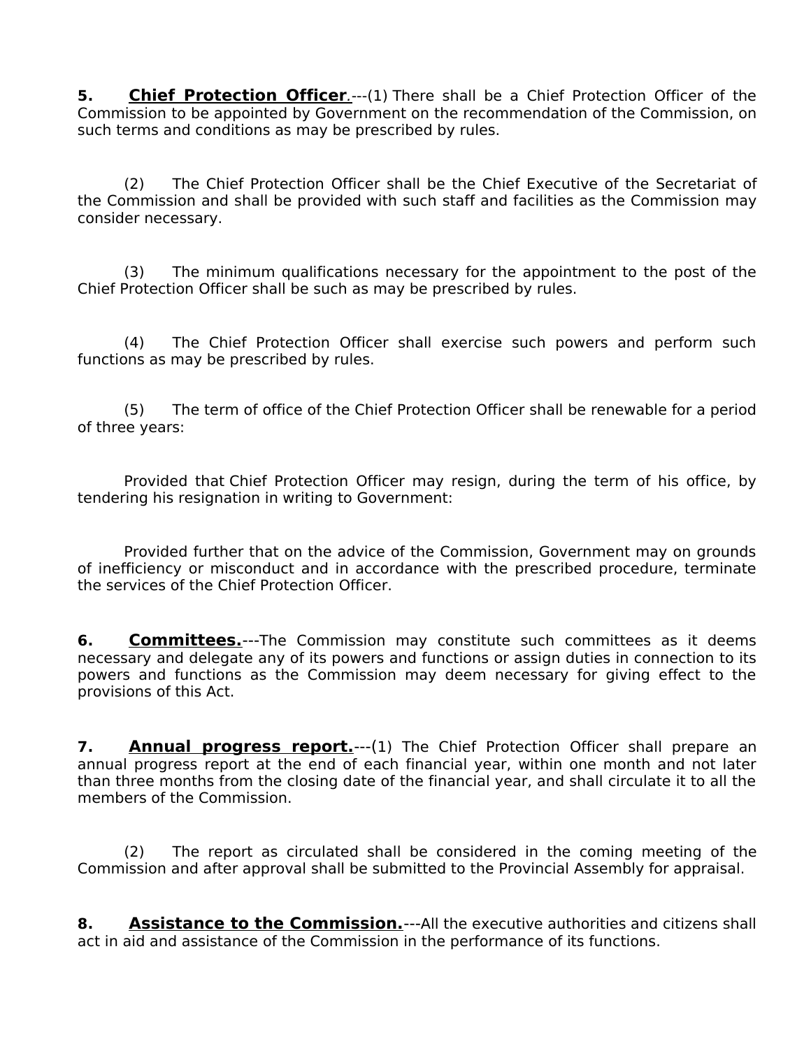**5. Chief Protection Officer**.---(1) There shall be a Chief Protection Officer of the Commission to be appointed by Government on the recommendation of the Commission, on such terms and conditions as may be prescribed by rules.

(2) The Chief Protection Officer shall be the Chief Executive of the Secretariat of the Commission and shall be provided with such staff and facilities as the Commission may consider necessary.

(3) The minimum qualifications necessary for the appointment to the post of the Chief Protection Officer shall be such as may be prescribed by rules.

(4) The Chief Protection Officer shall exercise such powers and perform such functions as may be prescribed by rules.

(5) The term of office of the Chief Protection Officer shall be renewable for a period of three years:

Provided that Chief Protection Officer may resign, during the term of his office, by tendering his resignation in writing to Government:

Provided further that on the advice of the Commission, Government may on grounds of inefficiency or misconduct and in accordance with the prescribed procedure, terminate the services of the Chief Protection Officer.

**6. Committees.**---The Commission may constitute such committees as it deems necessary and delegate any of its powers and functions or assign duties in connection to its powers and functions as the Commission may deem necessary for giving effect to the provisions of this Act.

**7. Annual progress report.**---(1) The Chief Protection Officer shall prepare an annual progress report at the end of each financial year, within one month and not later than three months from the closing date of the financial year, and shall circulate it to all the members of the Commission.

(2) The report as circulated shall be considered in the coming meeting of the Commission and after approval shall be submitted to the Provincial Assembly for appraisal.

**8. Assistance to the Commission.**---All the executive authorities and citizens shall act in aid and assistance of the Commission in the performance of its functions.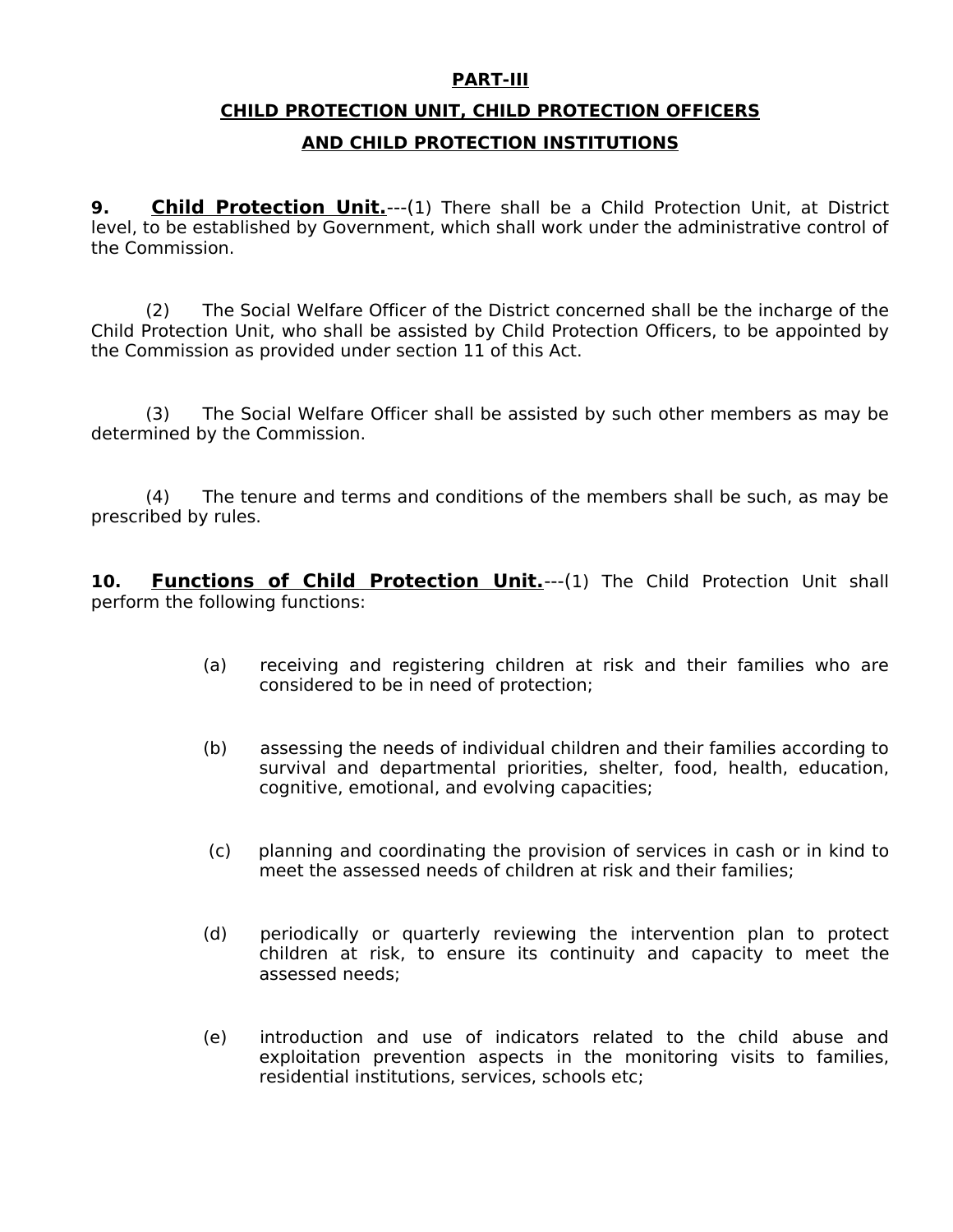## PART-III

## CHILD PROTECTION UNIT, CHILD PROTECTION OFFICERS AND CHILD PROTECTION INSTITUTIONS

**9. Child Protection Unit.**---(1) There shall be a Child Protection Unit, at District level, to be established by Government, which shall work under the administrative control of the Commission.

(2) The Social Welfare Officer of the District concerned shall be the incharge of the Child Protection Unit, who shall be assisted by Child Protection Officers, to be appointed by the Commission as provided under section 11 of this Act.

(3) The Social Welfare Officer shall be assisted by such other members as may be determined by the Commission.

(4) The tenure and terms and conditions of the members shall be such, as may be prescribed by rules.

**10. Functions of Child Protection Unit.**---(1) The Child Protection Unit shall perform the following functions:

(a) receiving and registering children at risk and their families who are considered to be in need of protection;

(b) assessing the needs of individual children and their families according to survival and departmental priorities, shelter, food, health, education, cognitive, emotional, and evolving capacities;

(c) planning and coordinating the provision of services in cash or in kind to meet the assessed needs of children at risk and their families;

(d) periodically or quarterly reviewing the intervention plan to protect children at risk, to ensure its continuity and capacity to meet the assessed needs;

(e) introduction and use of indicators related to the child abuse and exploitation prevention aspects in the monitoring visits to families, residential institutions, services, schools etc;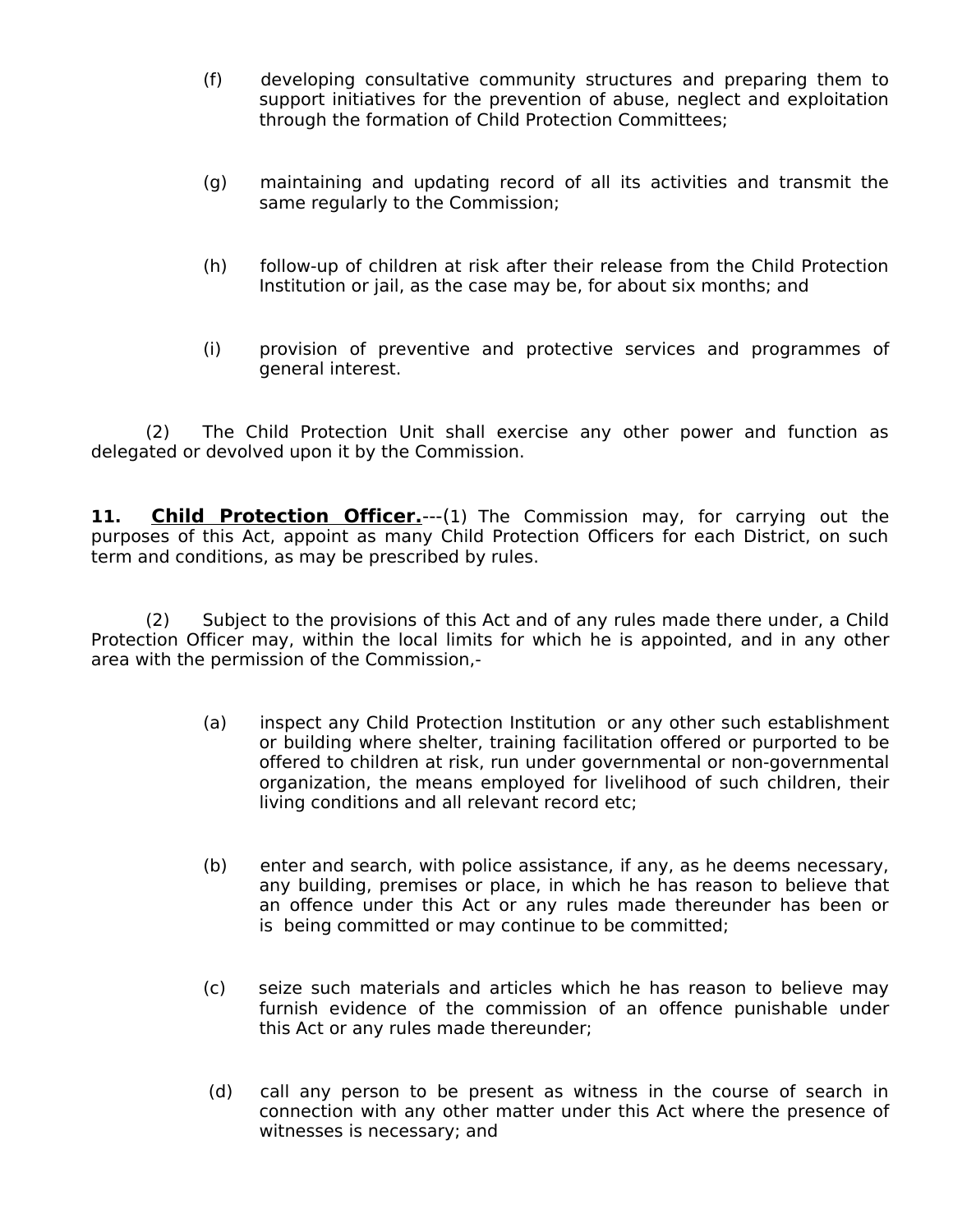(f) developing consultative community structures and preparing them to support initiatives for the prevention of abuse, neglect and exploitation through the formation of Child Protection Committees;

(g) maintaining and updating record of all its activities and transmit the same regularly to the Commission;

(h) follow-up of children at risk after their release from the Child Protection Institution or jail, as the case may be, for about six months; and

(i) provision of preventive and protective services and programmes of general interest.

(2) The Child Protection Unit shall exercise any other power and function as delegated or devolved upon it by the Commission.

**11. <u>Child Protection Officer.</u>**---(1) The Commission may, for carrying out the purposes of this Act, appoint as many Child Protection Officers for each District, on such term and conditions, as may be prescribed by rules.

(2) Subject to the provisions of this Act and of any rules made there under, a Child Protection Officer may, within the local limits for which he is appointed, and in any other area with the permission of the Commission,-

(a) inspect any Child Protection Institution or any other such establishment or building where shelter, training facilitation offered or purported to be offered to children at risk, run under governmental or non-governmental organization, the means employed for livelihood of such children, their living conditions and all relevant record etc;

(b) enter and search, with police assistance, if any, as he deems necessary, any building, premises or place, in which he has reason to believe that an offence under this Act or any rules made thereunder has been or is being committed or may continue to be committed;

(c) seize such materials and articles which he has reason to believe may furnish evidence of the commission of an offence punishable under this Act or any rules made thereunder;

(d) call any person to be present as witness in the course of search in connection with any other matter under this Act where the presence of witnesses is necessary; and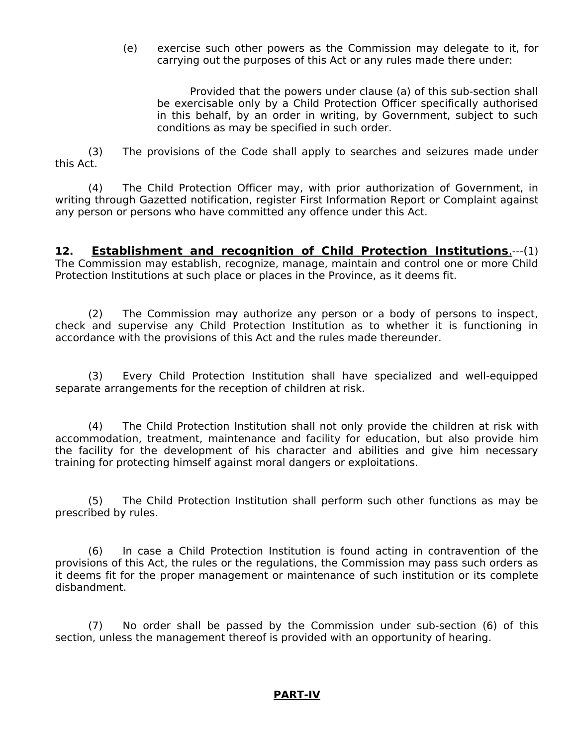(e) exercise such other powers as the Commission may delegate to it, for carrying out the purposes of this Act or any rules made there under:

Provided that the powers under clause (a) of this sub-section shall be exercisable only by a Child Protection Officer specifically authorised in this behalf, by an order in writing, by Government, subject to such conditions as may be specified in such order.

(3) The provisions of the Code shall apply to searches and seizures made under this Act.

(4) The Child Protection Officer may, with prior authorization of Government, in writing through Gazetted notification, register First Information Report or Complaint against any person or persons who have committed any offence under this Act.

**12. <u>Establishment and recognition of Child Protection Institutions</u>**.---(1) The Commission may establish, recognize, manage, maintain and control one or more Child Protection Institutions at such place or places in the Province, as it deems fit.

(2) The Commission may authorize any person or a body of persons to inspect, check and supervise any Child Protection Institution as to whether it is functioning in accordance with the provisions of this Act and the rules made thereunder.

(3) Every Child Protection Institution shall have specialized and well-equipped separate arrangements for the reception of children at risk.

(4) The Child Protection Institution shall not only provide the children at risk with accommodation, treatment, maintenance and facility for education, but also provide him the facility for the development of his character and abilities and give him necessary training for protecting himself against moral dangers or exploitations.

(5) The Child Protection Institution shall perform such other functions as may be prescribed by rules.

(6) In case a Child Protection Institution is found acting in contravention of the provisions of this Act, the rules or the regulations, the Commission may pass such orders as it deems fit for the proper management or maintenance of such institution or its complete disbandment.

(7) No order shall be passed by the Commission under sub-section (6) of this section, unless the management thereof is provided with an opportunity of hearing.

## PART-IV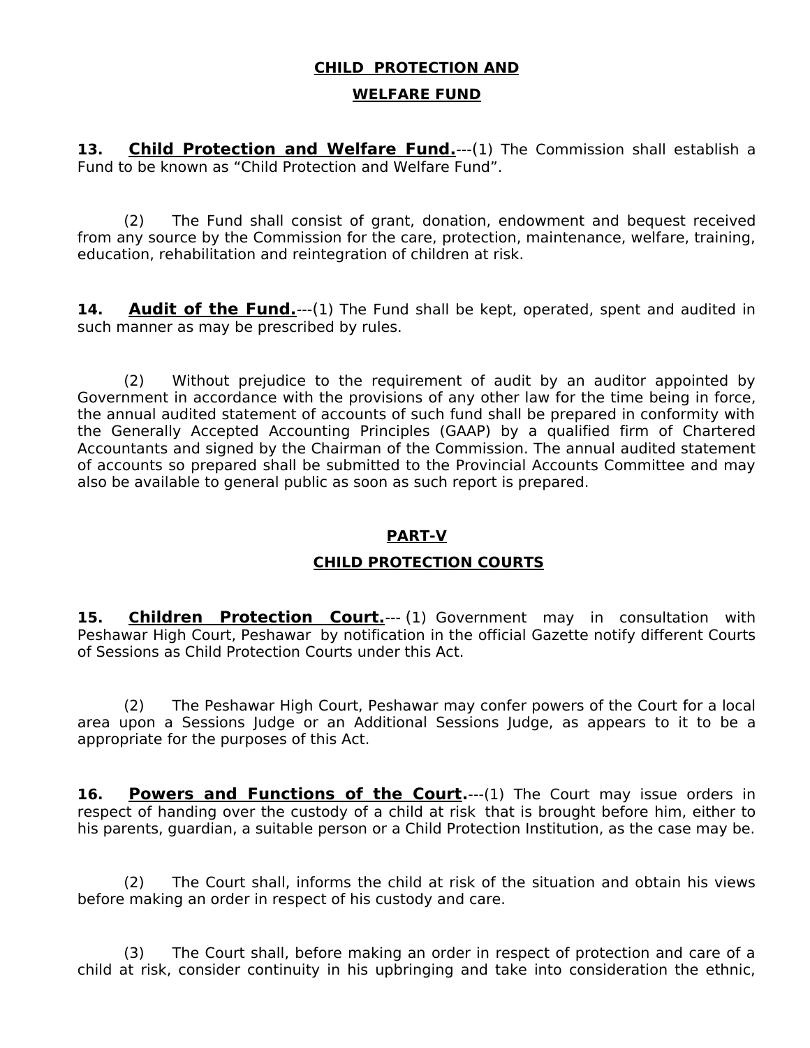## CHILD PROTECTION AND WELFARE FUND

**13. Child Protection and Welfare Fund.**---(1) The Commission shall establish a Fund to be known as "Child Protection and Welfare Fund".

(2) The Fund shall consist of grant, donation, endowment and bequest received from any source by the Commission for the care, protection, maintenance, welfare, training, education, rehabilitation and reintegration of children at risk.

**14. Audit of the Fund.**---(1) The Fund shall be kept, operated, spent and audited in such manner as may be prescribed by rules.

(2) Without prejudice to the requirement of audit by an auditor appointed by Government in accordance with the provisions of any other law for the time being in force, the annual audited statement of accounts of such fund shall be prepared in conformity with the Generally Accepted Accounting Principles (GAAP) by a qualified firm of Chartered Accountants and signed by the Chairman of the Commission. The annual audited statement of accounts so prepared shall be submitted to the Provincial Accounts Committee and may also be available to general public as soon as such report is prepared.

## PART-V

## CHILD PROTECTION COURTS

**15. Children Protection Court.**--- (1) Government may in consultation with Peshawar High Court, Peshawar by notification in the official Gazette notify different Courts of Sessions as Child Protection Courts under this Act.

(2) The Peshawar High Court, Peshawar may confer powers of the Court for a local area upon a Sessions Judge or an Additional Sessions Judge, as appears to it to be a appropriate for the purposes of this Act.

**16. Powers and Functions of the Court.**---(1) The Court may issue orders in respect of handing over the custody of a child at risk that is brought before him, either to his parents, guardian, a suitable person or a Child Protection Institution, as the case may be.

(2) The Court shall, informs the child at risk of the situation and obtain his views before making an order in respect of his custody and care.

(3) The Court shall, before making an order in respect of protection and care of a child at risk, consider continuity in his upbringing and take into consideration the ethnic,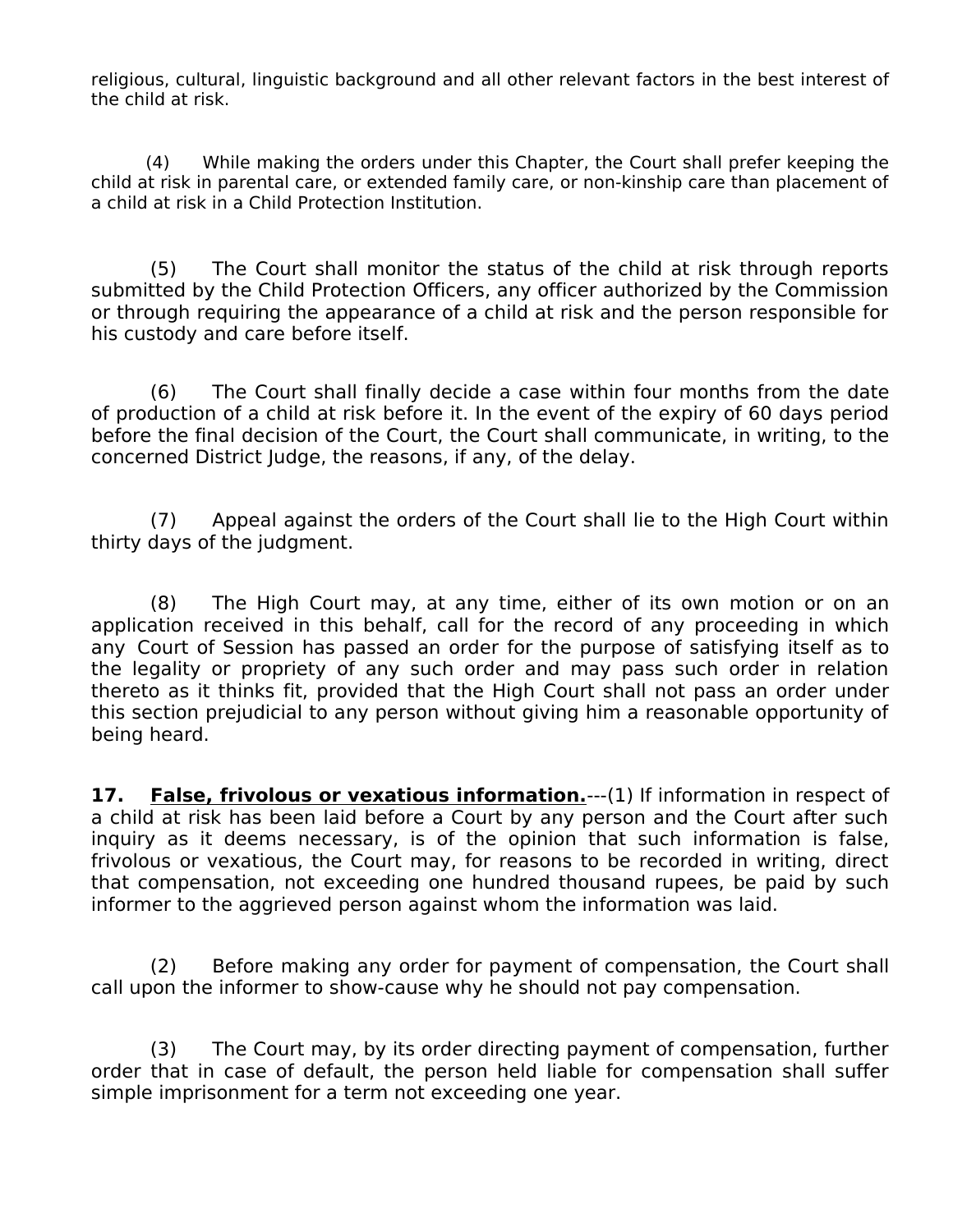religious, cultural, linguistic background and all other relevant factors in the best interest of the child at risk.

(4) While making the orders under this Chapter, the Court shall prefer keeping the child at risk in parental care, or extended family care, or non-kinship care than placement of a child at risk in a Child Protection Institution.

(5) The Court shall monitor the status of the child at risk through reports submitted by the Child Protection Officers, any officer authorized by the Commission or through requiring the appearance of a child at risk and the person responsible for his custody and care before itself.

(6) The Court shall finally decide a case within four months from the date of production of a child at risk before it. In the event of the expiry of 60 days period before the final decision of the Court, the Court shall communicate, in writing, to the concerned District Judge, the reasons, if any, of the delay.

(7) Appeal against the orders of the Court shall lie to the High Court within thirty days of the judgment.

(8) The High Court may, at any time, either of its own motion or on an application received in this behalf, call for the record of any proceeding in which any Court of Session has passed an order for the purpose of satisfying itself as to the legality or propriety of any such order and may pass such order in relation thereto as it thinks fit, provided that the High Court shall not pass an order under this section prejudicial to any person without giving him a reasonable opportunity of being heard.

**17. <u>False, frivolous or vexatious information.</u>**---(1) If information in respect of a child at risk has been laid before a Court by any person and the Court after such inquiry as it deems necessary, is of the opinion that such information is false, frivolous or vexatious, the Court may, for reasons to be recorded in writing, direct that compensation, not exceeding one hundred thousand rupees, be paid by such informer to the aggrieved person against whom the information was laid.

(2) Before making any order for payment of compensation, the Court shall call upon the informer to show-cause why he should not pay compensation.

(3) The Court may, by its order directing payment of compensation, further order that in case of default, the person held liable for compensation shall suffer simple imprisonment for a term not exceeding one year.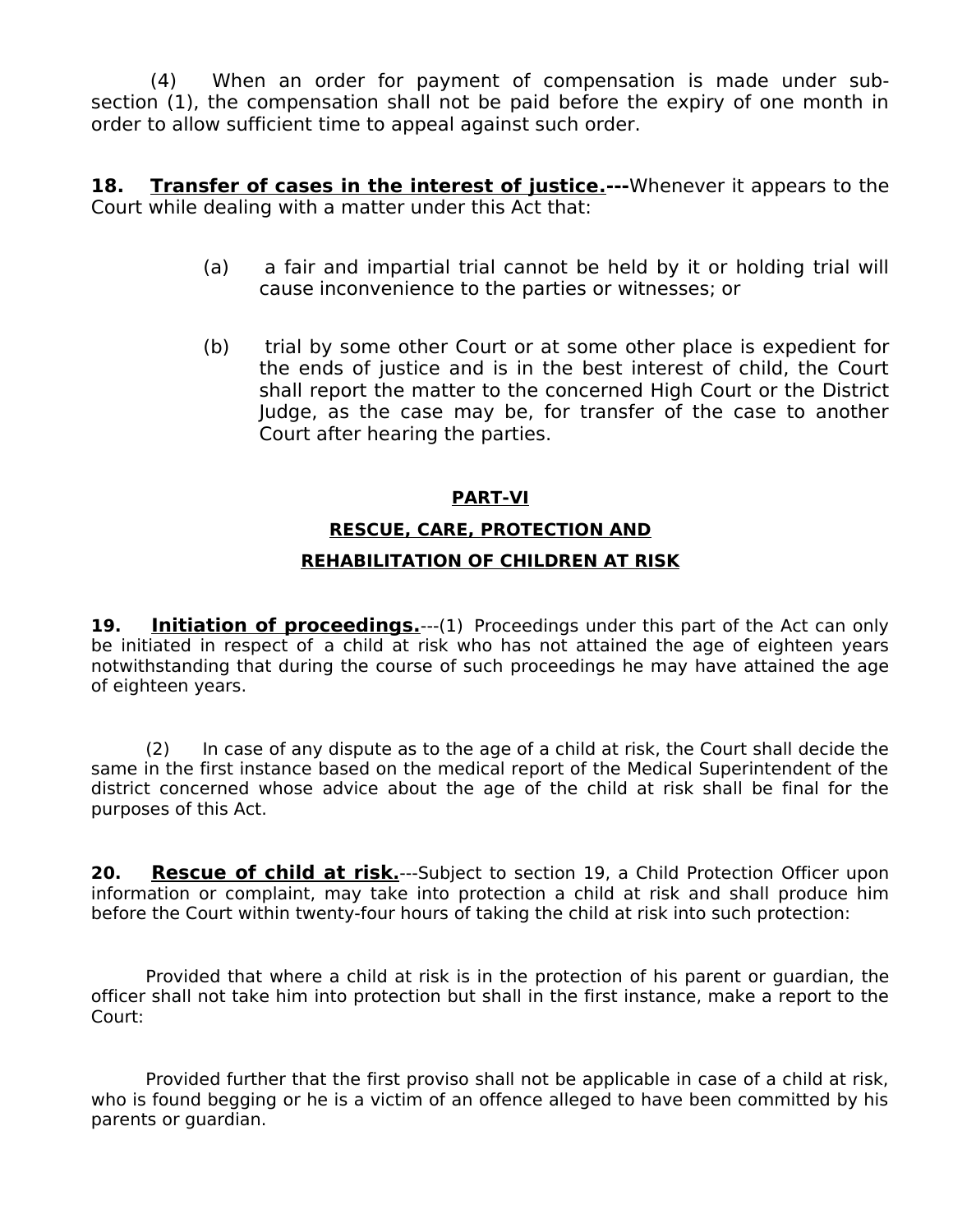(4) When an order for payment of compensation is made under sub-section (1), the compensation shall not be paid before the expiry of one month in order to allow sufficient time to appeal against such order.

**18. <u>Transfer of cases in the interest of justice.</u>---**Whenever it appears to the Court while dealing with a matter under this Act that:

(a) a fair and impartial trial cannot be held by it or holding trial will cause inconvenience to the parties or witnesses; or

(b) trial by some other Court or at some other place is expedient for the ends of justice and is in the best interest of child, the Court shall report the matter to the concerned High Court or the District Judge, as the case may be, for transfer of the case to another Court after hearing the parties.

## PART-VI

## RESCUE, CARE, PROTECTION AND REHABILITATION OF CHILDREN AT RISK

**19. <u>Initiation of proceedings.</u>**---(1) Proceedings under this part of the Act can only be initiated in respect of a child at risk who has not attained the age of eighteen years notwithstanding that during the course of such proceedings he may have attained the age of eighteen years.

(2) In case of any dispute as to the age of a child at risk, the Court shall decide the same in the first instance based on the medical report of the Medical Superintendent of the district concerned whose advice about the age of the child at risk shall be final for the purposes of this Act.

**20. <u>Rescue of child at risk.</u>**---Subject to section 19, a Child Protection Officer upon information or complaint, may take into protection a child at risk and shall produce him before the Court within twenty-four hours of taking the child at risk into such protection:

Provided that where a child at risk is in the protection of his parent or guardian, the officer shall not take him into protection but shall in the first instance, make a report to the Court:

Provided further that the first proviso shall not be applicable in case of a child at risk, who is found begging or he is a victim of an offence alleged to have been committed by his parents or guardian.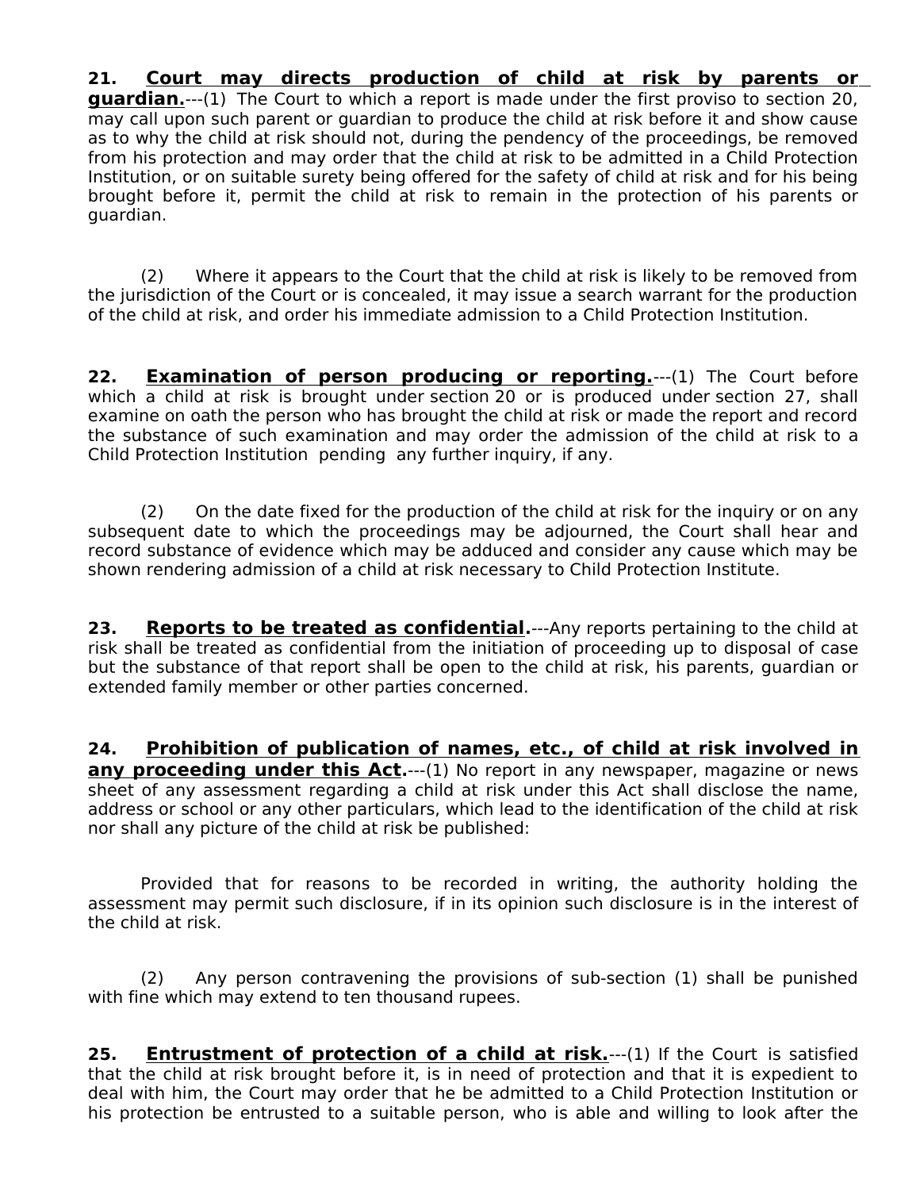**21. Court may directs production of child at risk by parents or guardian.**---(1) The Court to which a report is made under the first proviso to section 20, may call upon such parent or guardian to produce the child at risk before it and show cause as to why the child at risk should not, during the pendency of the proceedings, be removed from his protection and may order that the child at risk to be admitted in a Child Protection Institution, or on suitable surety being offered for the safety of child at risk and for his being brought before it, permit the child at risk to remain in the protection of his parents or guardian.

(2) Where it appears to the Court that the child at risk is likely to be removed from the jurisdiction of the Court or is concealed, it may issue a search warrant for the production of the child at risk, and order his immediate admission to a Child Protection Institution.

**22. Examination of person producing or reporting.**---(1) The Court before which a child at risk is brought under section 20 or is produced under section 27, shall examine on oath the person who has brought the child at risk or made the report and record the substance of such examination and may order the admission of the child at risk to a Child Protection Institution pending any further inquiry, if any.

(2) On the date fixed for the production of the child at risk for the inquiry or on any subsequent date to which the proceedings may be adjourned, the Court shall hear and record substance of evidence which may be adduced and consider any cause which may be shown rendering admission of a child at risk necessary to Child Protection Institute.

**23. Reports to be treated as confidential.**---Any reports pertaining to the child at risk shall be treated as confidential from the initiation of proceeding up to disposal of case but the substance of that report shall be open to the child at risk, his parents, guardian or extended family member or other parties concerned.

**24. Prohibition of publication of names, etc., of child at risk involved in any proceeding under this Act.**---(1) No report in any newspaper, magazine or news sheet of any assessment regarding a child at risk under this Act shall disclose the name, address or school or any other particulars, which lead to the identification of the child at risk nor shall any picture of the child at risk be published:

Provided that for reasons to be recorded in writing, the authority holding the assessment may permit such disclosure, if in its opinion such disclosure is in the interest of the child at risk.

(2) Any person contravening the provisions of sub-section (1) shall be punished with fine which may extend to ten thousand rupees.

**25. Entrustment of protection of a child at risk.**---(1) If the Court is satisfied that the child at risk brought before it, is in need of protection and that it is expedient to deal with him, the Court may order that he be admitted to a Child Protection Institution or his protection be entrusted to a suitable person, who is able and willing to look after the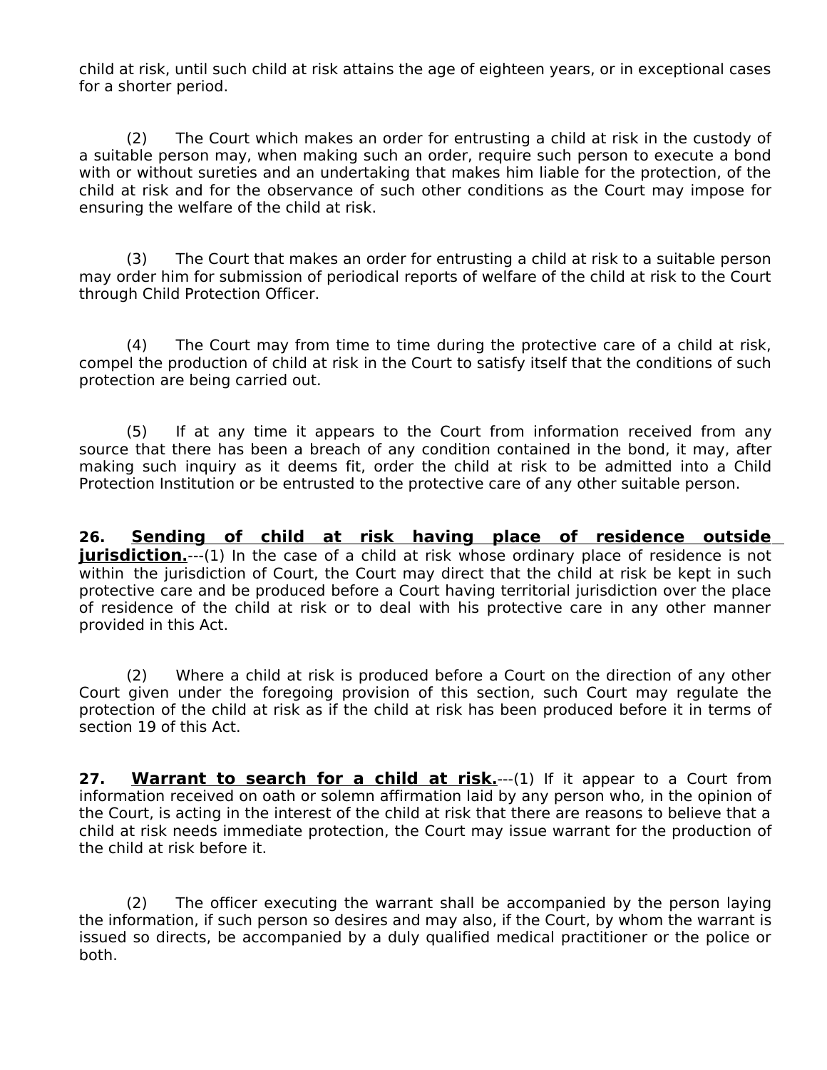child at risk, until such child at risk attains the age of eighteen years, or in exceptional cases for a shorter period.

(2) The Court which makes an order for entrusting a child at risk in the custody of a suitable person may, when making such an order, require such person to execute a bond with or without sureties and an undertaking that makes him liable for the protection, of the child at risk and for the observance of such other conditions as the Court may impose for ensuring the welfare of the child at risk.

(3) The Court that makes an order for entrusting a child at risk to a suitable person may order him for submission of periodical reports of welfare of the child at risk to the Court through Child Protection Officer.

(4) The Court may from time to time during the protective care of a child at risk, compel the production of child at risk in the Court to satisfy itself that the conditions of such protection are being carried out.

(5) If at any time it appears to the Court from information received from any source that there has been a breach of any condition contained in the bond, it may, after making such inquiry as it deems fit, order the child at risk to be admitted into a Child Protection Institution or be entrusted to the protective care of any other suitable person.

**26. Sending of child at risk having place of residence outside jurisdiction.**---(1) In the case of a child at risk whose ordinary place of residence is not within the jurisdiction of Court, the Court may direct that the child at risk be kept in such protective care and be produced before a Court having territorial jurisdiction over the place of residence of the child at risk or to deal with his protective care in any other manner provided in this Act.

(2) Where a child at risk is produced before a Court on the direction of any other Court given under the foregoing provision of this section, such Court may regulate the protection of the child at risk as if the child at risk has been produced before it in terms of section 19 of this Act.

**27. Warrant to search for a child at risk.**---(1) If it appear to a Court from information received on oath or solemn affirmation laid by any person who, in the opinion of the Court, is acting in the interest of the child at risk that there are reasons to believe that a child at risk needs immediate protection, the Court may issue warrant for the production of the child at risk before it.

(2) The officer executing the warrant shall be accompanied by the person laying the information, if such person so desires and may also, if the Court, by whom the warrant is issued so directs, be accompanied by a duly qualified medical practitioner or the police or both.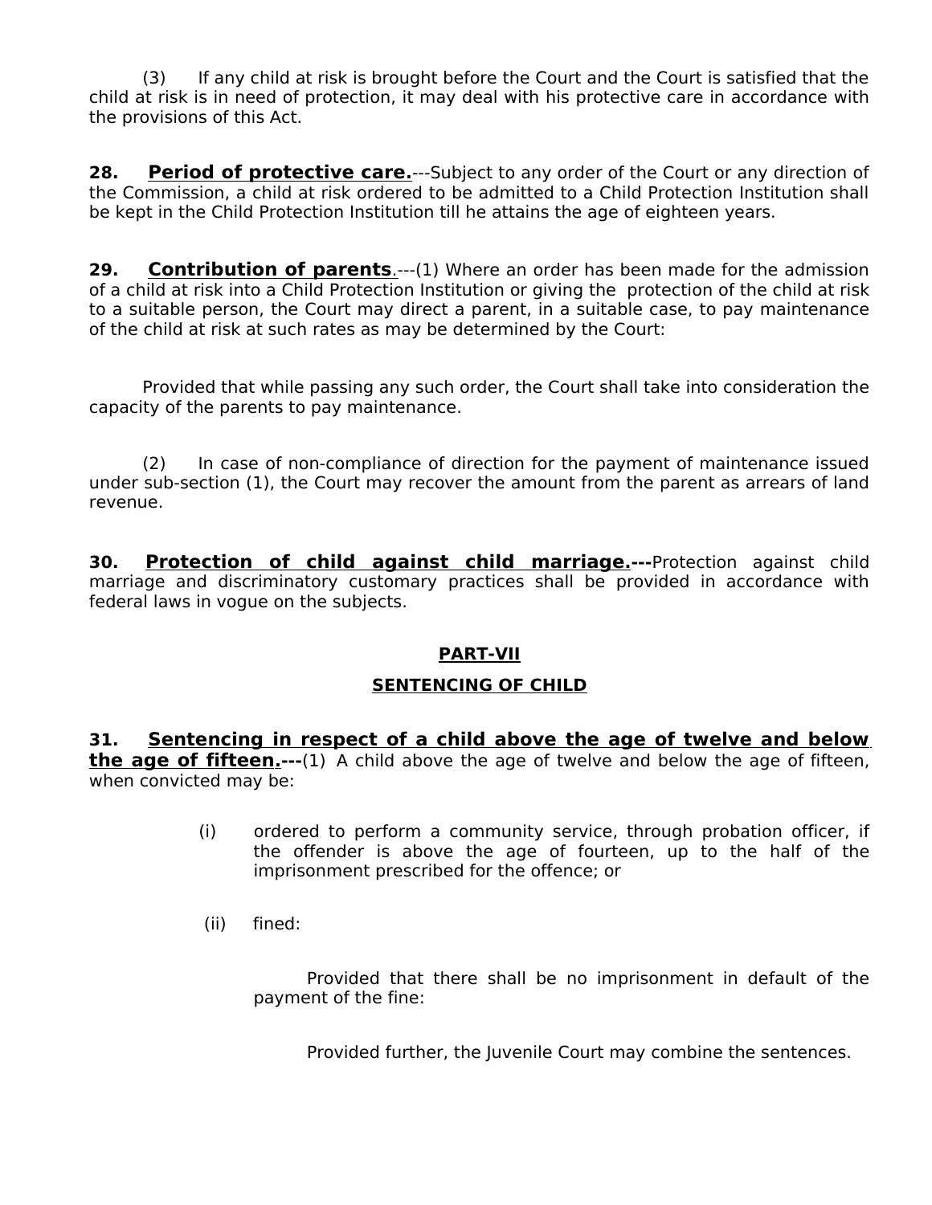(3) If any child at risk is brought before the Court and the Court is satisfied that the child at risk is in need of protection, it may deal with his protective care in accordance with the provisions of this Act.

**28. <u>Period of protective care.</u>**---Subject to any order of the Court or any direction of the Commission, a child at risk ordered to be admitted to a Child Protection Institution shall be kept in the Child Protection Institution till he attains the age of eighteen years.

**29. <u>Contribution of parents</u>**.---(1) Where an order has been made for the admission of a child at risk into a Child Protection Institution or giving the protection of the child at risk to a suitable person, the Court may direct a parent, in a suitable case, to pay maintenance of the child at risk at such rates as may be determined by the Court:

Provided that while passing any such order, the Court shall take into consideration the capacity of the parents to pay maintenance.

(2) In case of non-compliance of direction for the payment of maintenance issued under sub-section (1), the Court may recover the amount from the parent as arrears of land revenue.

**30. <u>Protection of child against child marriage.</u>---**Protection against child marriage and discriminatory customary practices shall be provided in accordance with federal laws in vogue on the subjects.

## <u>PART-VII</u>

## <u>SENTENCING OF CHILD</u>

**31. <u>Sentencing in respect of a child above the age of twelve and below the age of fifteen.</u>---**(1) A child above the age of twelve and below the age of fifteen, when convicted may be:

(i) ordered to perform a community service, through probation officer, if the offender is above the age of fourteen, up to the half of the imprisonment prescribed for the offence; or

(ii) fined:

Provided that there shall be no imprisonment in default of the payment of the fine:

Provided further, the Juvenile Court may combine the sentences.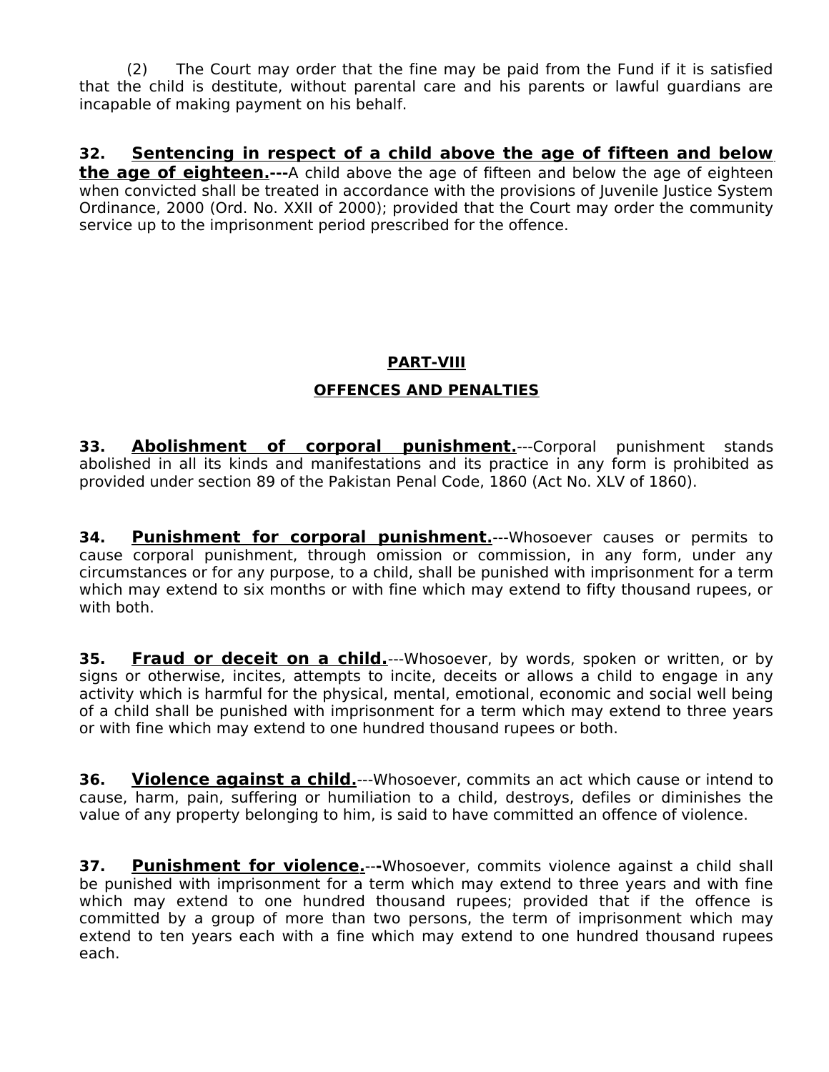(2) The Court may order that the fine may be paid from the Fund if it is satisfied that the child is destitute, without parental care and his parents or lawful guardians are incapable of making payment on his behalf.

**32. Sentencing in respect of a child above the age of fifteen and below the age of eighteen.---**A child above the age of fifteen and below the age of eighteen when convicted shall be treated in accordance with the provisions of Juvenile Justice System Ordinance, 2000 (Ord. No. XXII of 2000); provided that the Court may order the community service up to the imprisonment period prescribed for the offence.

## PART-VIII

## OFFENCES AND PENALTIES

**33. Abolishment of corporal punishment.**---Corporal punishment stands abolished in all its kinds and manifestations and its practice in any form is prohibited as provided under section 89 of the Pakistan Penal Code, 1860 (Act No. XLV of 1860).

**34. Punishment for corporal punishment.**---Whosoever causes or permits to cause corporal punishment, through omission or commission, in any form, under any circumstances or for any purpose, to a child, shall be punished with imprisonment for a term which may extend to six months or with fine which may extend to fifty thousand rupees, or with both.

**35. Fraud or deceit on a child.**---Whosoever, by words, spoken or written, or by signs or otherwise, incites, attempts to incite, deceits or allows a child to engage in any activity which is harmful for the physical, mental, emotional, economic and social well being of a child shall be punished with imprisonment for a term which may extend to three years or with fine which may extend to one hundred thousand rupees or both.

**36. Violence against a child.**---Whosoever, commits an act which cause or intend to cause, harm, pain, suffering or humiliation to a child, destroys, defiles or diminishes the value of any property belonging to him, is said to have committed an offence of violence.

**37. Punishment for violence.---**Whosoever, commits violence against a child shall be punished with imprisonment for a term which may extend to three years and with fine which may extend to one hundred thousand rupees; provided that if the offence is committed by a group of more than two persons, the term of imprisonment which may extend to ten years each with a fine which may extend to one hundred thousand rupees each.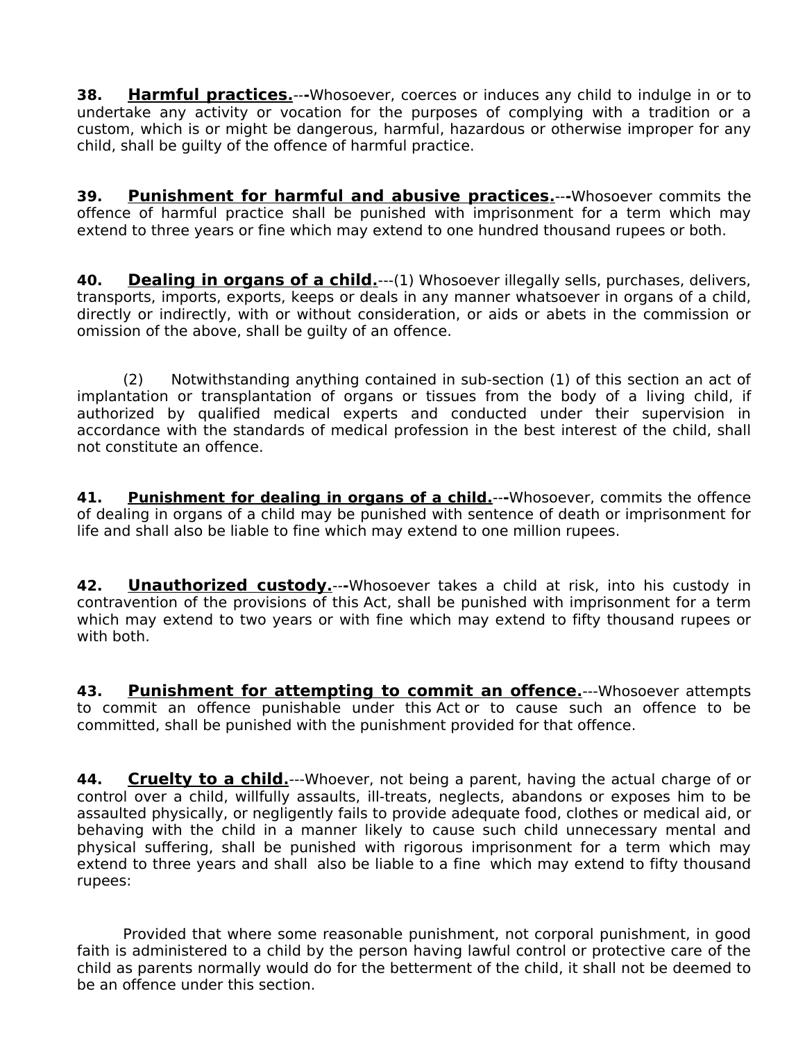**38. Harmful practices.**---Whosoever, coerces or induces any child to indulge in or to undertake any activity or vocation for the purposes of complying with a tradition or a custom, which is or might be dangerous, harmful, hazardous or otherwise improper for any child, shall be guilty of the offence of harmful practice.

**39. Punishment for harmful and abusive practices.**---Whosoever commits the offence of harmful practice shall be punished with imprisonment for a term which may extend to three years or fine which may extend to one hundred thousand rupees or both.

**40. Dealing in organs of a child.**---(1) Whosoever illegally sells, purchases, delivers, transports, imports, exports, keeps or deals in any manner whatsoever in organs of a child, directly or indirectly, with or without consideration, or aids or abets in the commission or omission of the above, shall be guilty of an offence.

(2) Notwithstanding anything contained in sub-section (1) of this section an act of implantation or transplantation of organs or tissues from the body of a living child, if authorized by qualified medical experts and conducted under their supervision in accordance with the standards of medical profession in the best interest of the child, shall not constitute an offence.

**41. Punishment for dealing in organs of a child.**---Whosoever, commits the offence of dealing in organs of a child may be punished with sentence of death or imprisonment for life and shall also be liable to fine which may extend to one million rupees.

**42. Unauthorized custody.**---Whosoever takes a child at risk, into his custody in contravention of the provisions of this Act, shall be punished with imprisonment for a term which may extend to two years or with fine which may extend to fifty thousand rupees or with both.

**43. Punishment for attempting to commit an offence.**---Whosoever attempts to commit an offence punishable under this Act or to cause such an offence to be committed, shall be punished with the punishment provided for that offence.

**44. Cruelty to a child.**---Whoever, not being a parent, having the actual charge of or control over a child, willfully assaults, ill-treats, neglects, abandons or exposes him to be assaulted physically, or negligently fails to provide adequate food, clothes or medical aid, or behaving with the child in a manner likely to cause such child unnecessary mental and physical suffering, shall be punished with rigorous imprisonment for a term which may extend to three years and shall also be liable to a fine which may extend to fifty thousand rupees:

Provided that where some reasonable punishment, not corporal punishment, in good faith is administered to a child by the person having lawful control or protective care of the child as parents normally would do for the betterment of the child, it shall not be deemed to be an offence under this section.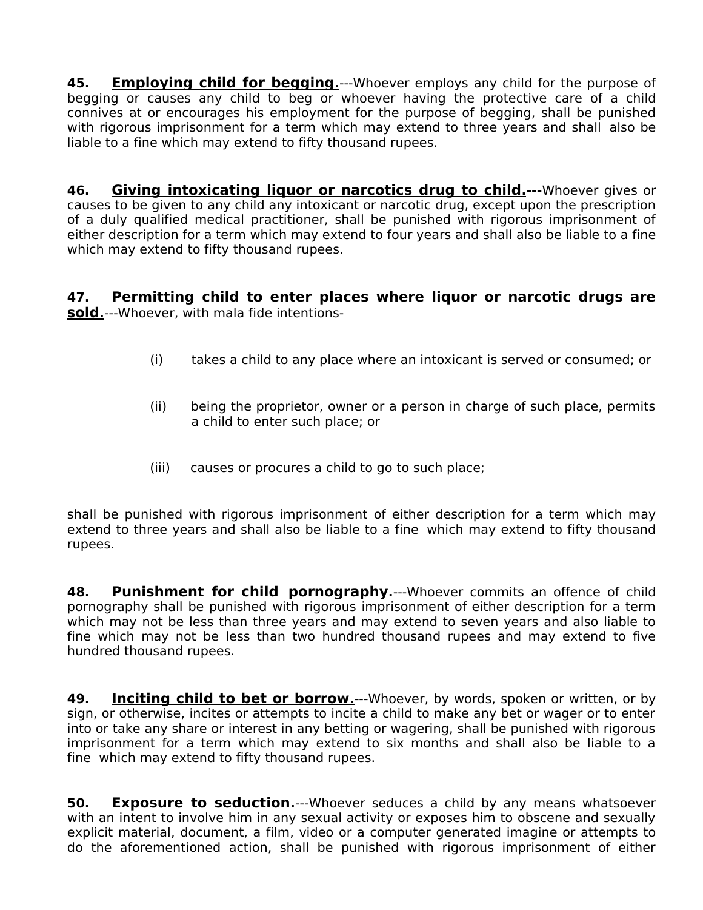**45. <u>Employing child for begging.</u>**---Whoever employs any child for the purpose of begging or causes any child to beg or whoever having the protective care of a child connives at or encourages his employment for the purpose of begging, shall be punished with rigorous imprisonment for a term which may extend to three years and shall also be liable to a fine which may extend to fifty thousand rupees.

**46. <u>Giving intoxicating liquor or narcotics drug to child.</u>---**Whoever gives or causes to be given to any child any intoxicant or narcotic drug, except upon the prescription of a duly qualified medical practitioner, shall be punished with rigorous imprisonment of either description for a term which may extend to four years and shall also be liable to a fine which may extend to fifty thousand rupees.

**47. <u>Permitting child to enter places where liquor or narcotic drugs are sold.</u>**---Whoever, with mala fide intentions-

(i) takes a child to any place where an intoxicant is served or consumed; or

(ii) being the proprietor, owner or a person in charge of such place, permits a child to enter such place; or

(iii) causes or procures a child to go to such place;

shall be punished with rigorous imprisonment of either description for a term which may extend to three years and shall also be liable to a fine which may extend to fifty thousand rupees.

**48. <u>Punishment for child pornography.</u>**---Whoever commits an offence of child pornography shall be punished with rigorous imprisonment of either description for a term which may not be less than three years and may extend to seven years and also liable to fine which may not be less than two hundred thousand rupees and may extend to five hundred thousand rupees.

**49. <u>Inciting child to bet or borrow.</u>**---Whoever, by words, spoken or written, or by sign, or otherwise, incites or attempts to incite a child to make any bet or wager or to enter into or take any share or interest in any betting or wagering, shall be punished with rigorous imprisonment for a term which may extend to six months and shall also be liable to a fine which may extend to fifty thousand rupees.

**50. <u>Exposure to seduction.</u>**---Whoever seduces a child by any means whatsoever with an intent to involve him in any sexual activity or exposes him to obscene and sexually explicit material, document, a film, video or a computer generated imagine or attempts to do the aforementioned action, shall be punished with rigorous imprisonment of either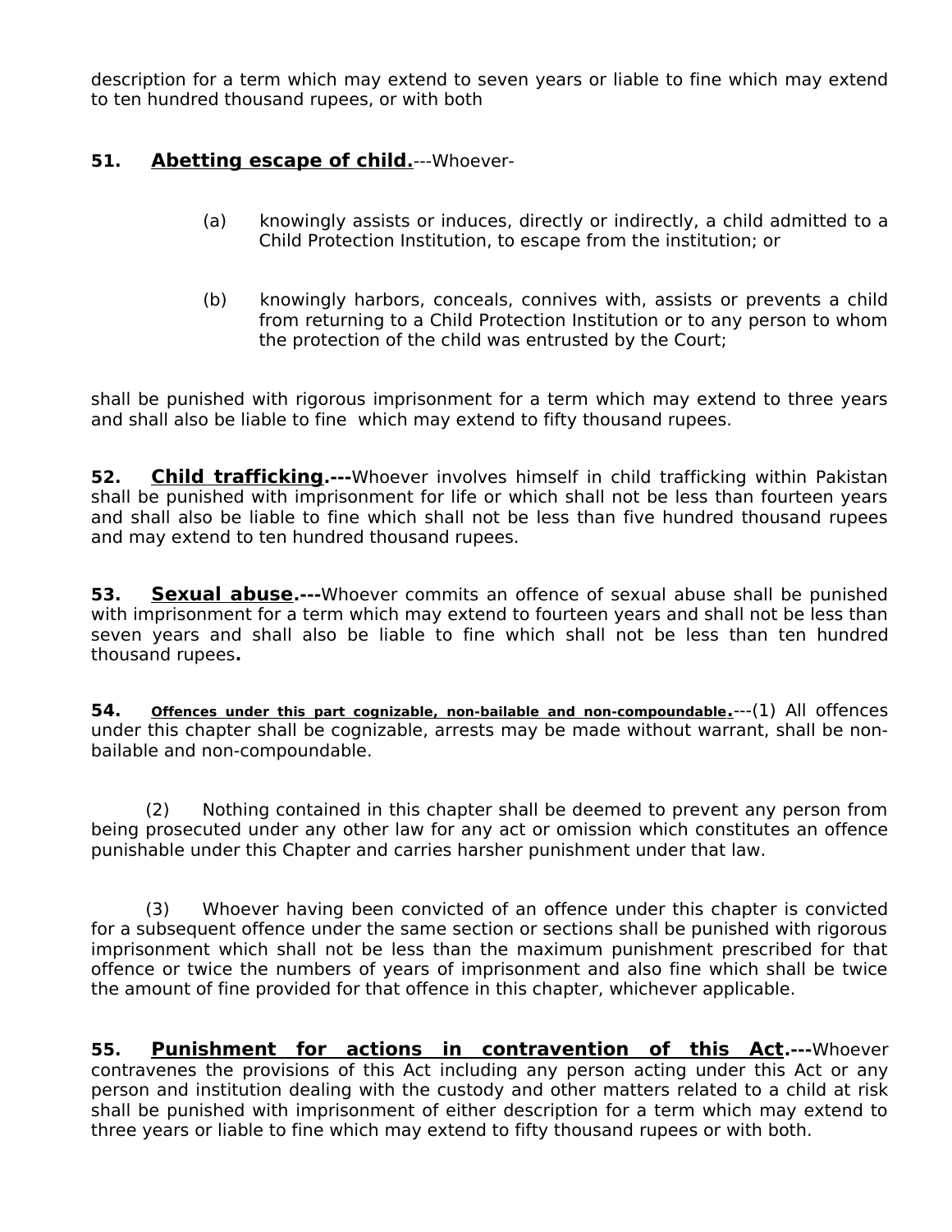description for a term which may extend to seven years or liable to fine which may extend to ten hundred thousand rupees, or with both

**51.** **<u>Abetting escape of child.</u>**---Whoever-

(a) knowingly assists or induces, directly or indirectly, a child admitted to a Child Protection Institution, to escape from the institution; or

(b) knowingly harbors, conceals, connives with, assists or prevents a child from returning to a Child Protection Institution or to any person to whom the protection of the child was entrusted by the Court;

shall be punished with rigorous imprisonment for a term which may extend to three years and shall also be liable to fine which may extend to fifty thousand rupees.

**52.** **<u>Child trafficking</u>.---**Whoever involves himself in child trafficking within Pakistan shall be punished with imprisonment for life or which shall not be less than fourteen years and shall also be liable to fine which shall not be less than five hundred thousand rupees and may extend to ten hundred thousand rupees.

**53.** **<u>Sexual abuse</u>.---**Whoever commits an offence of sexual abuse shall be punished with imprisonment for a term which may extend to fourteen years and shall not be less than seven years and shall also be liable to fine which shall not be less than ten hundred thousand rupees**.**

**54.** **<u>Offences under this part cognizable, non-bailable and non-compoundable.</u>**---(1) All offences under this chapter shall be cognizable, arrests may be made without warrant, shall be non-bailable and non-compoundable.

(2) Nothing contained in this chapter shall be deemed to prevent any person from being prosecuted under any other law for any act or omission which constitutes an offence punishable under this Chapter and carries harsher punishment under that law.

(3) Whoever having been convicted of an offence under this chapter is convicted for a subsequent offence under the same section or sections shall be punished with rigorous imprisonment which shall not be less than the maximum punishment prescribed for that offence or twice the numbers of years of imprisonment and also fine which shall be twice the amount of fine provided for that offence in this chapter, whichever applicable.

**55.** **<u>Punishment for actions in contravention of this Act</u>.---**Whoever contravenes the provisions of this Act including any person acting under this Act or any person and institution dealing with the custody and other matters related to a child at risk shall be punished with imprisonment of either description for a term which may extend to three years or liable to fine which may extend to fifty thousand rupees or with both.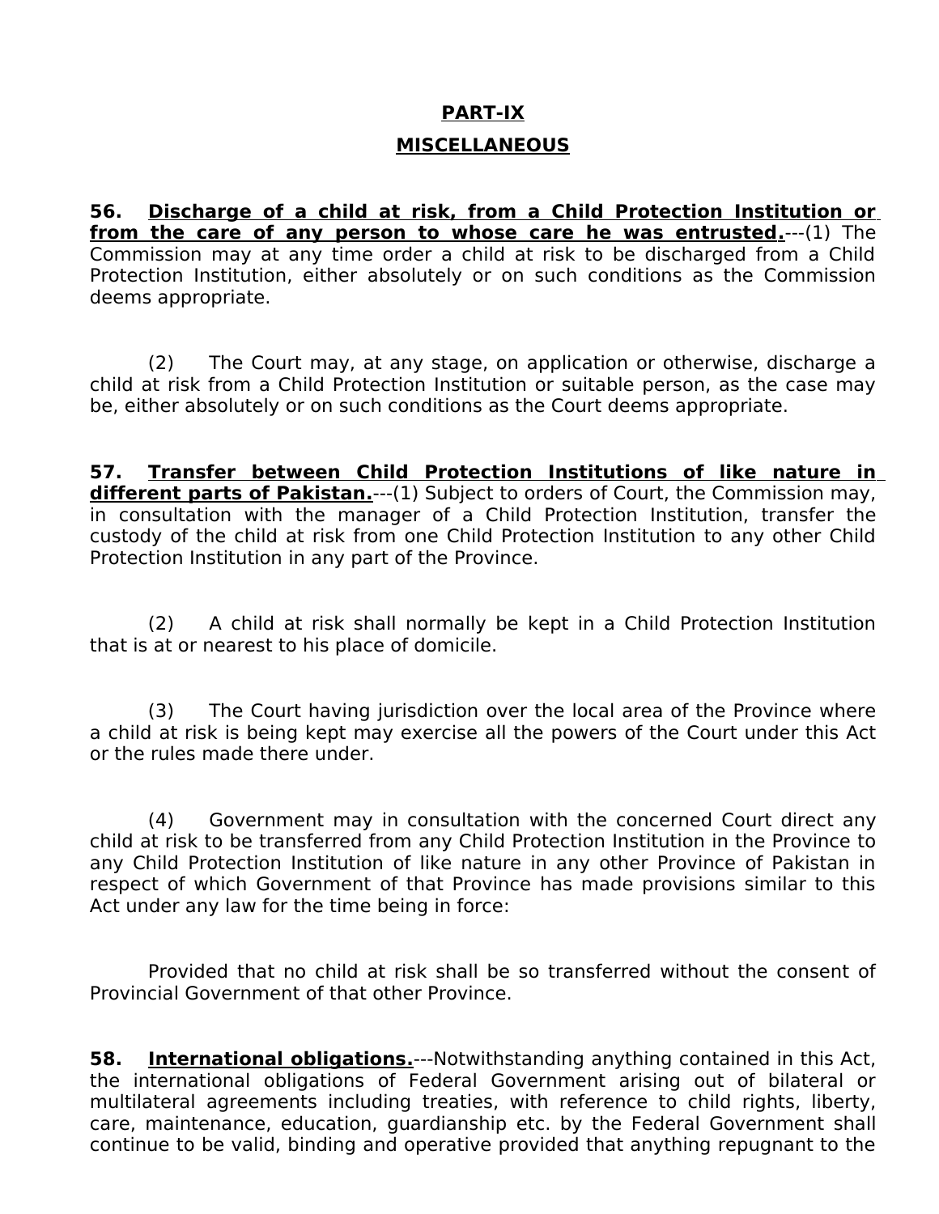## PART-IX

## MISCELLANEOUS

**56. <u>Discharge of a child at risk, from a Child Protection Institution or from the care of any person to whose care he was entrusted.</u>**---(1) The Commission may at any time order a child at risk to be discharged from a Child Protection Institution, either absolutely or on such conditions as the Commission deems appropriate.

(2) The Court may, at any stage, on application or otherwise, discharge a child at risk from a Child Protection Institution or suitable person, as the case may be, either absolutely or on such conditions as the Court deems appropriate.

**57. <u>Transfer between Child Protection Institutions of like nature in different parts of Pakistan.</u>**---(1) Subject to orders of Court, the Commission may, in consultation with the manager of a Child Protection Institution, transfer the custody of the child at risk from one Child Protection Institution to any other Child Protection Institution in any part of the Province.

(2) A child at risk shall normally be kept in a Child Protection Institution that is at or nearest to his place of domicile.

(3) The Court having jurisdiction over the local area of the Province where a child at risk is being kept may exercise all the powers of the Court under this Act or the rules made there under.

(4) Government may in consultation with the concerned Court direct any child at risk to be transferred from any Child Protection Institution in the Province to any Child Protection Institution of like nature in any other Province of Pakistan in respect of which Government of that Province has made provisions similar to this Act under any law for the time being in force:

Provided that no child at risk shall be so transferred without the consent of Provincial Government of that other Province.

**58. <u>International obligations.</u>**---Notwithstanding anything contained in this Act, the international obligations of Federal Government arising out of bilateral or multilateral agreements including treaties, with reference to child rights, liberty, care, maintenance, education, guardianship etc. by the Federal Government shall continue to be valid, binding and operative provided that anything repugnant to the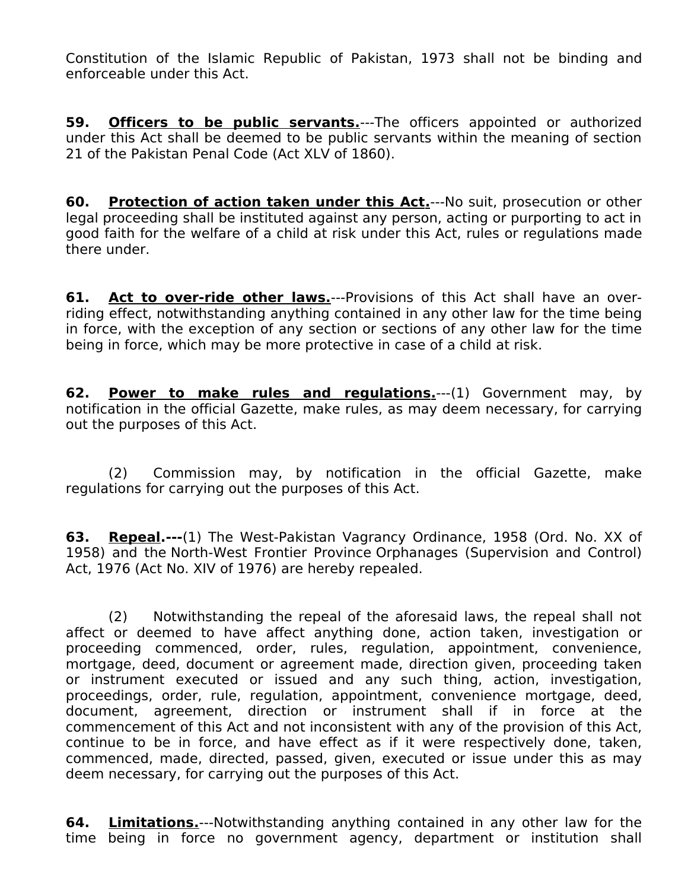Constitution of the Islamic Republic of Pakistan, 1973 shall not be binding and enforceable under this Act.

**59. Officers to be public servants.**---The officers appointed or authorized under this Act shall be deemed to be public servants within the meaning of section 21 of the Pakistan Penal Code (Act XLV of 1860).

**60. Protection of action taken under this Act.**---No suit, prosecution or other legal proceeding shall be instituted against any person, acting or purporting to act in good faith for the welfare of a child at risk under this Act, rules or regulations made there under.

**61. Act to over-ride other laws.**---Provisions of this Act shall have an over-riding effect, notwithstanding anything contained in any other law for the time being in force, with the exception of any section or sections of any other law for the time being in force, which may be more protective in case of a child at risk.

**62. Power to make rules and regulations.**---(1) Government may, by notification in the official Gazette, make rules, as may deem necessary, for carrying out the purposes of this Act.

(2) Commission may, by notification in the official Gazette, make regulations for carrying out the purposes of this Act.

**63. Repeal.---**(1) The West-Pakistan Vagrancy Ordinance, 1958 (Ord. No. XX of 1958) and the North-West Frontier Province Orphanages (Supervision and Control) Act, 1976 (Act No. XIV of 1976) are hereby repealed.

(2) Notwithstanding the repeal of the aforesaid laws, the repeal shall not affect or deemed to have affect anything done, action taken, investigation or proceeding commenced, order, rules, regulation, appointment, convenience, mortgage, deed, document or agreement made, direction given, proceeding taken or instrument executed or issued and any such thing, action, investigation, proceedings, order, rule, regulation, appointment, convenience mortgage, deed, document, agreement, direction or instrument shall if in force at the commencement of this Act and not inconsistent with any of the provision of this Act, continue to be in force, and have effect as if it were respectively done, taken, commenced, made, directed, passed, given, executed or issue under this as may deem necessary, for carrying out the purposes of this Act.

**64. Limitations.**---Notwithstanding anything contained in any other law for the time being in force no government agency, department or institution shall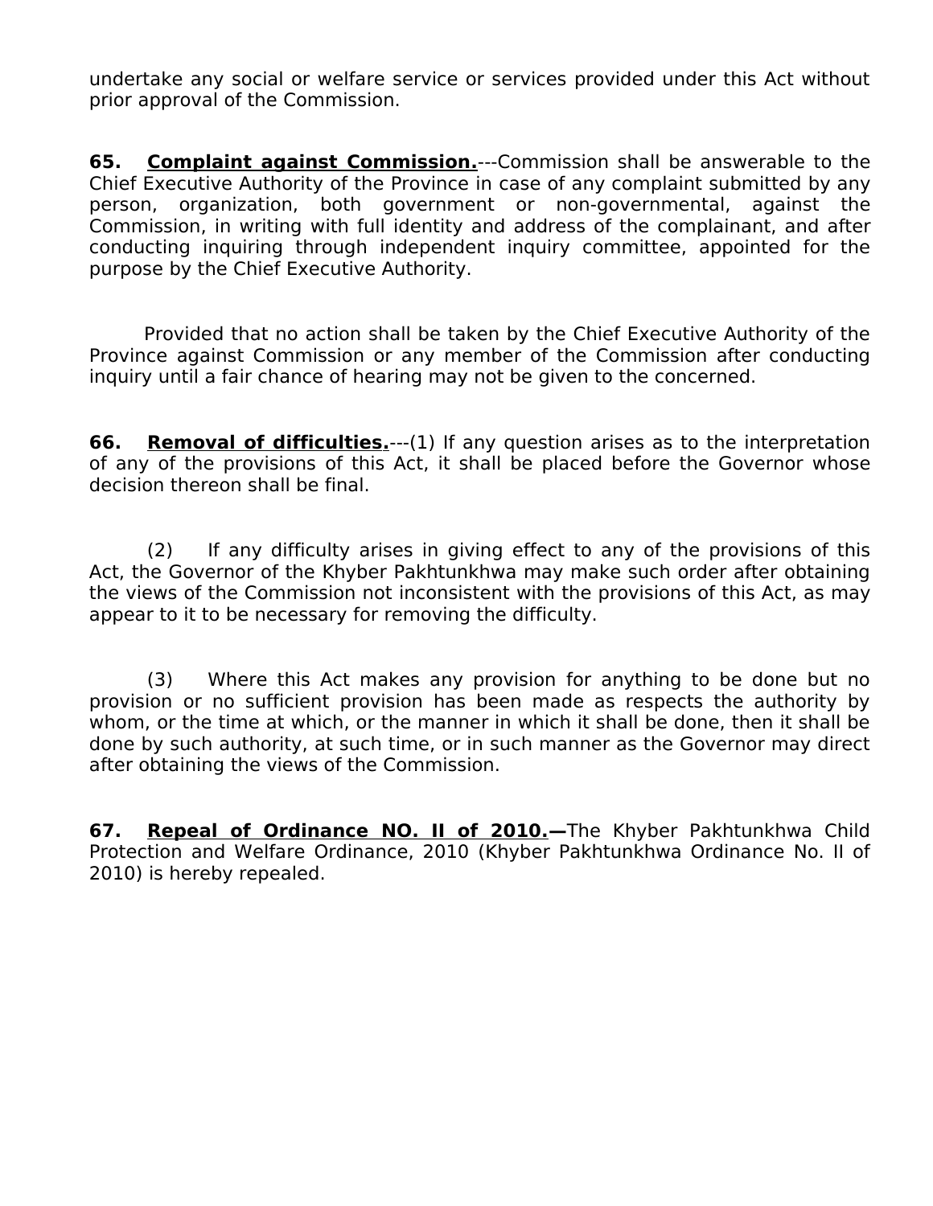undertake any social or welfare service or services provided under this Act without prior approval of the Commission.

**65. <u>Complaint against Commission.</u>**---Commission shall be answerable to the Chief Executive Authority of the Province in case of any complaint submitted by any person, organization, both government or non-governmental, against the Commission, in writing with full identity and address of the complainant, and after conducting inquiring through independent inquiry committee, appointed for the purpose by the Chief Executive Authority.

Provided that no action shall be taken by the Chief Executive Authority of the Province against Commission or any member of the Commission after conducting inquiry until a fair chance of hearing may not be given to the concerned.

**66. <u>Removal of difficulties.</u>**---(1) If any question arises as to the interpretation of any of the provisions of this Act, it shall be placed before the Governor whose decision thereon shall be final.

(2) If any difficulty arises in giving effect to any of the provisions of this Act, the Governor of the Khyber Pakhtunkhwa may make such order after obtaining the views of the Commission not inconsistent with the provisions of this Act, as may appear to it to be necessary for removing the difficulty.

(3) Where this Act makes any provision for anything to be done but no provision or no sufficient provision has been made as respects the authority by whom, or the time at which, or the manner in which it shall be done, then it shall be done by such authority, at such time, or in such manner as the Governor may direct after obtaining the views of the Commission.

**67. <u>Repeal of Ordinance NO. II of 2010.</u>—**The Khyber Pakhtunkhwa Child Protection and Welfare Ordinance, 2010 (Khyber Pakhtunkhwa Ordinance No. II of 2010) is hereby repealed.